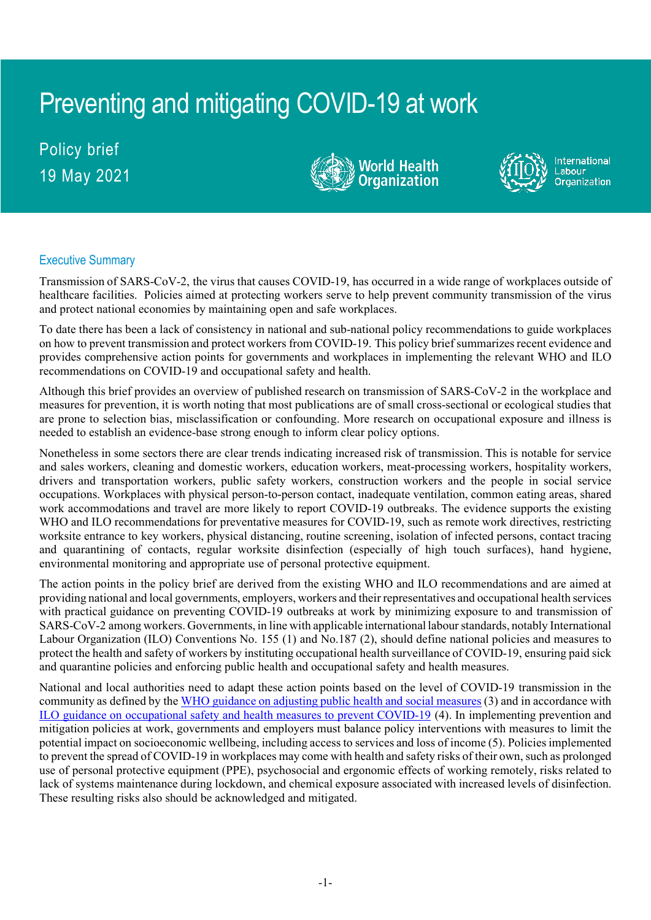# Preventing and mitigating COVID-19 at work

Policy brief
19 May 2021

World Health Organization

International Labour Organization

## Executive Summary

Transmission of SARS-CoV-2, the virus that causes COVID-19, has occurred in a wide range of workplaces outside of healthcare facilities. Policies aimed at protecting workers serve to help prevent community transmission of the virus and protect national economies by maintaining open and safe workplaces.

To date there has been a lack of consistency in national and sub-national policy recommendations to guide workplaces on how to prevent transmission and protect workers from COVID-19. This policy brief summarizes recent evidence and provides comprehensive action points for governments and workplaces in implementing the relevant WHO and ILO recommendations on COVID-19 and occupational safety and health.

Although this brief provides an overview of published research on transmission of SARS-CoV-2 in the workplace and measures for prevention, it is worth noting that most publications are of small cross-sectional or ecological studies that are prone to selection bias, misclassification or confounding. More research on occupational exposure and illness is needed to establish an evidence-base strong enough to inform clear policy options.

Nonetheless in some sectors there are clear trends indicating increased risk of transmission. This is notable for service and sales workers, cleaning and domestic workers, education workers, meat-processing workers, hospitality workers, drivers and transportation workers, public safety workers, construction workers and the people in social service occupations. Workplaces with physical person-to-person contact, inadequate ventilation, common eating areas, shared work accommodations and travel are more likely to report COVID-19 outbreaks. The evidence supports the existing WHO and ILO recommendations for preventative measures for COVID-19, such as remote work directives, restricting worksite entrance to key workers, physical distancing, routine screening, isolation of infected persons, contact tracing and quarantining of contacts, regular worksite disinfection (especially of high touch surfaces), hand hygiene, environmental monitoring and appropriate use of personal protective equipment.

The action points in the policy brief are derived from the existing WHO and ILO recommendations and are aimed at providing national and local governments, employers, workers and their representatives and occupational health services with practical guidance on preventing COVID-19 outbreaks at work by minimizing exposure to and transmission of SARS-CoV-2 among workers. Governments, in line with applicable international labour standards, notably International Labour Organization (ILO) Conventions No. 155 (1) and No.187 (2), should define national policies and measures to protect the health and safety of workers by instituting occupational health surveillance of COVID-19, ensuring paid sick and quarantine policies and enforcing public health and occupational safety and health measures.

National and local authorities need to adapt these action points based on the level of COVID-19 transmission in the community as defined by the WHO guidance on adjusting public health and social measures (3) and in accordance with ILO guidance on occupational safety and health measures to prevent COVID-19 (4). In implementing prevention and mitigation policies at work, governments and employers must balance policy interventions with measures to limit the potential impact on socioeconomic wellbeing, including access to services and loss of income (5). Policies implemented to prevent the spread of COVID-19 in workplaces may come with health and safety risks of their own, such as prolonged use of personal protective equipment (PPE), psychosocial and ergonomic effects of working remotely, risks related to lack of systems maintenance during lockdown, and chemical exposure associated with increased levels of disinfection. These resulting risks also should be acknowledged and mitigated.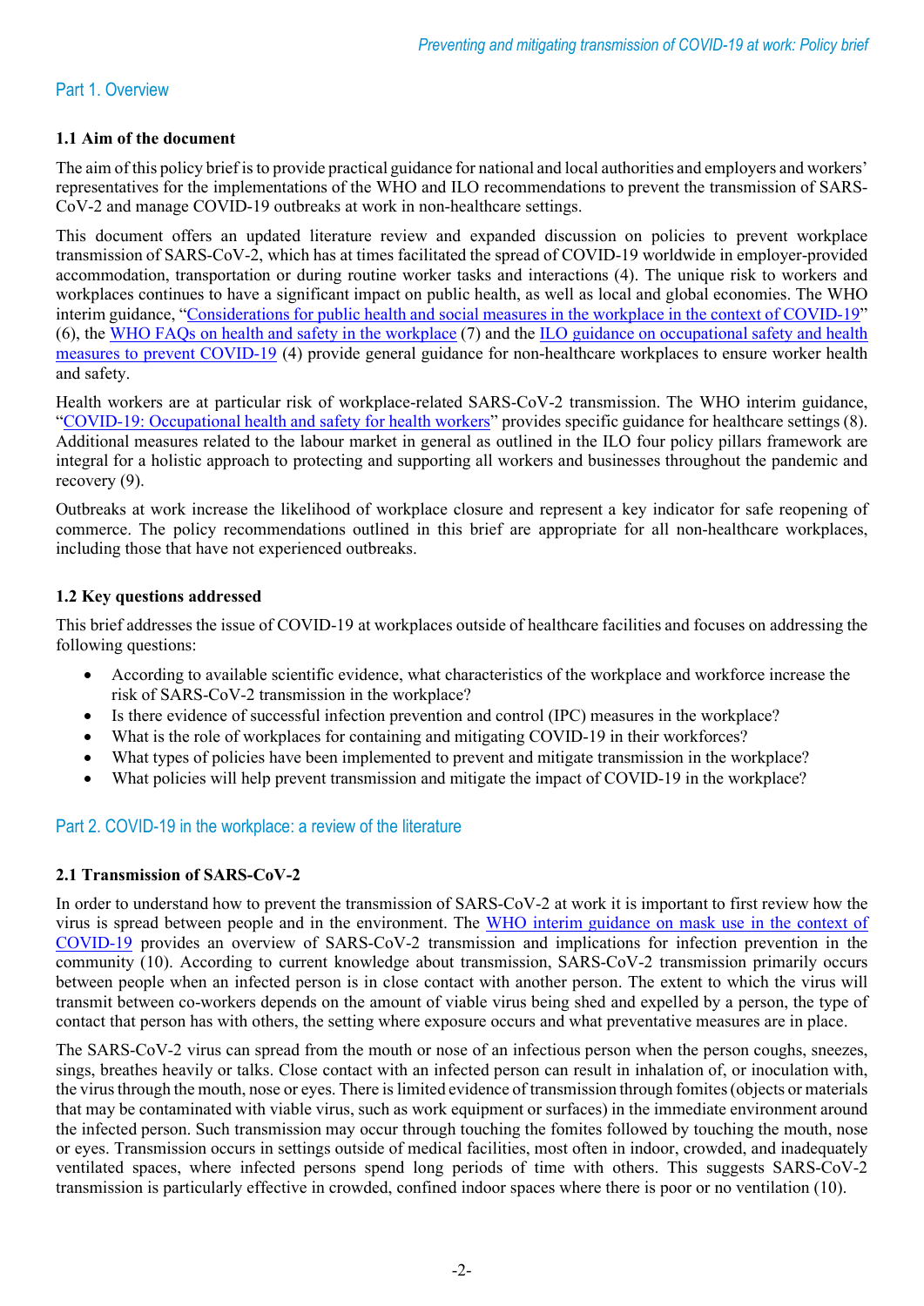## Part 1. Overview

### 1.1 Aim of the document

The aim of this policy brief is to provide practical guidance for national and local authorities and employers and workers' representatives for the implementations of the WHO and ILO recommendations to prevent the transmission of SARS-CoV-2 and manage COVID-19 outbreaks at work in non-healthcare settings.

This document offers an updated literature review and expanded discussion on policies to prevent workplace transmission of SARS-CoV-2, which has at times facilitated the spread of COVID-19 worldwide in employer-provided accommodation, transportation or during routine worker tasks and interactions (4). The unique risk to workers and workplaces continues to have a significant impact on public health, as well as local and global economies. The WHO interim guidance, "Considerations for public health and social measures in the workplace in the context of COVID-19" (6), the WHO FAQs on health and safety in the workplace (7) and the ILO guidance on occupational safety and health measures to prevent COVID-19 (4) provide general guidance for non-healthcare workplaces to ensure worker health and safety.

Health workers are at particular risk of workplace-related SARS-CoV-2 transmission. The WHO interim guidance, "COVID-19: Occupational health and safety for health workers" provides specific guidance for healthcare settings (8). Additional measures related to the labour market in general as outlined in the ILO four policy pillars framework are integral for a holistic approach to protecting and supporting all workers and businesses throughout the pandemic and recovery (9).

Outbreaks at work increase the likelihood of workplace closure and represent a key indicator for safe reopening of commerce. The policy recommendations outlined in this brief are appropriate for all non-healthcare workplaces, including those that have not experienced outbreaks.

### 1.2 Key questions addressed

This brief addresses the issue of COVID-19 at workplaces outside of healthcare facilities and focuses on addressing the following questions:

- According to available scientific evidence, what characteristics of the workplace and workforce increase the risk of SARS-CoV-2 transmission in the workplace?
- Is there evidence of successful infection prevention and control (IPC) measures in the workplace?
- What is the role of workplaces for containing and mitigating COVID-19 in their workforces?
- What types of policies have been implemented to prevent and mitigate transmission in the workplace?
- What policies will help prevent transmission and mitigate the impact of COVID-19 in the workplace?

## Part 2. COVID-19 in the workplace: a review of the literature

### 2.1 Transmission of SARS-CoV-2

In order to understand how to prevent the transmission of SARS-CoV-2 at work it is important to first review how the virus is spread between people and in the environment. The WHO interim guidance on mask use in the context of COVID-19 provides an overview of SARS-CoV-2 transmission and implications for infection prevention in the community (10). According to current knowledge about transmission, SARS-CoV-2 transmission primarily occurs between people when an infected person is in close contact with another person. The extent to which the virus will transmit between co-workers depends on the amount of viable virus being shed and expelled by a person, the type of contact that person has with others, the setting where exposure occurs and what preventative measures are in place.

The SARS-CoV-2 virus can spread from the mouth or nose of an infectious person when the person coughs, sneezes, sings, breathes heavily or talks. Close contact with an infected person can result in inhalation of, or inoculation with, the virus through the mouth, nose or eyes. There is limited evidence of transmission through fomites (objects or materials that may be contaminated with viable virus, such as work equipment or surfaces) in the immediate environment around the infected person. Such transmission may occur through touching the fomites followed by touching the mouth, nose or eyes. Transmission occurs in settings outside of medical facilities, most often in indoor, crowded, and inadequately ventilated spaces, where infected persons spend long periods of time with others. This suggests SARS-CoV-2 transmission is particularly effective in crowded, confined indoor spaces where there is poor or no ventilation (10).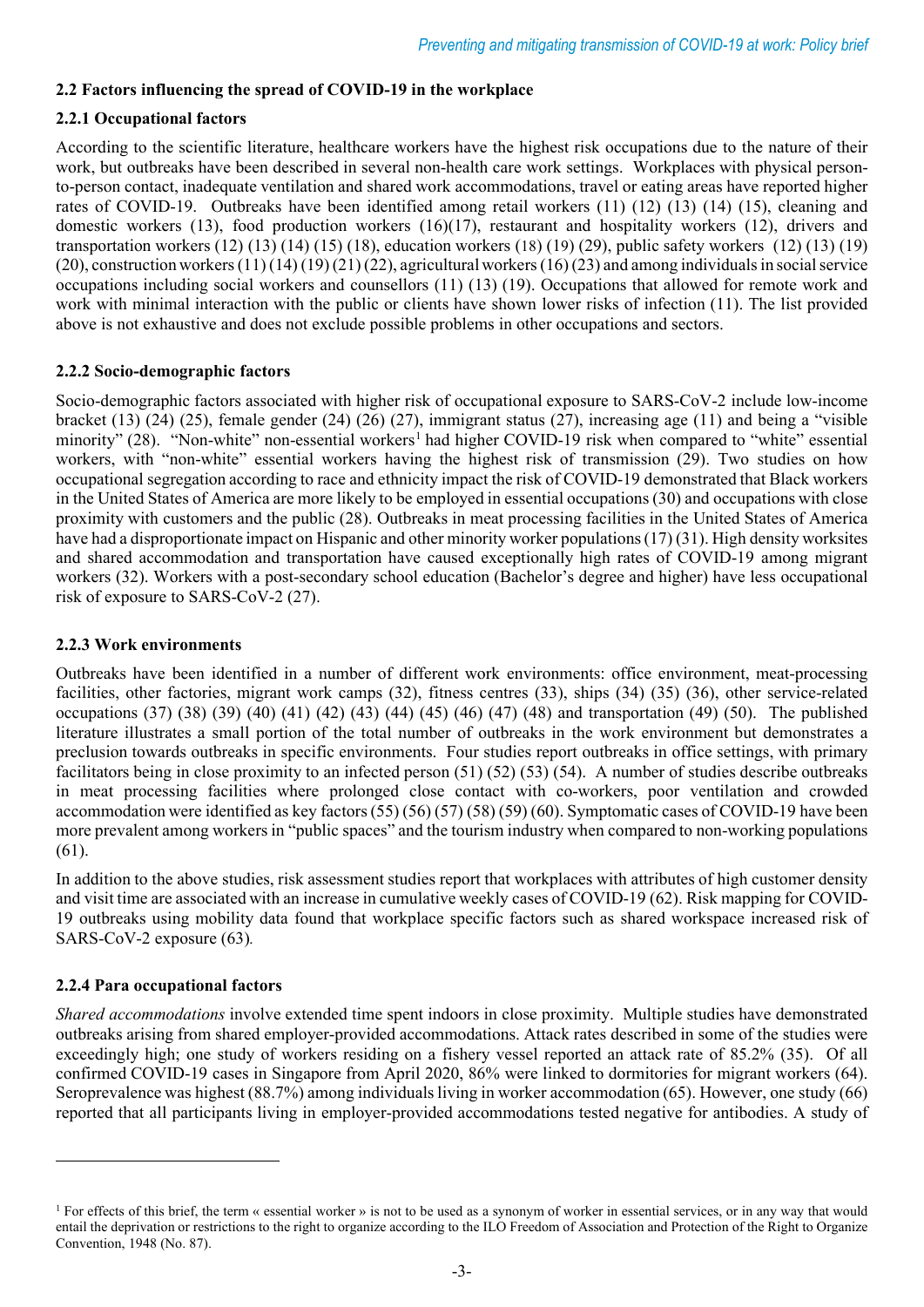### 2.2 Factors influencing the spread of COVID-19 in the workplace

#### 2.2.1 Occupational factors

According to the scientific literature, healthcare workers have the highest risk occupations due to the nature of their work, but outbreaks have been described in several non-health care work settings. Workplaces with physical person-to-person contact, inadequate ventilation and shared work accommodations, travel or eating areas have reported higher rates of COVID-19. Outbreaks have been identified among retail workers (11) (12) (13) (14) (15), cleaning and domestic workers (13), food production workers (16)(17), restaurant and hospitality workers (12), drivers and transportation workers (12) (13) (14) (15) (18), education workers (18) (19) (29), public safety workers (12) (13) (19) (20), construction workers (11) (14) (19) (21) (22), agricultural workers (16) (23) and among individuals in social service occupations including social workers and counsellors (11) (13) (19). Occupations that allowed for remote work and work with minimal interaction with the public or clients have shown lower risks of infection (11). The list provided above is not exhaustive and does not exclude possible problems in other occupations and sectors.

#### 2.2.2 Socio-demographic factors

Socio-demographic factors associated with higher risk of occupational exposure to SARS-CoV-2 include low-income bracket (13) (24) (25), female gender (24) (26) (27), immigrant status (27), increasing age (11) and being a "visible minority" (28). "Non-white" non-essential workers[1] had higher COVID-19 risk when compared to "white" essential workers, with "non-white" essential workers having the highest risk of transmission (29). Two studies on how occupational segregation according to race and ethnicity impact the risk of COVID-19 demonstrated that Black workers in the United States of America are more likely to be employed in essential occupations (30) and occupations with close proximity with customers and the public (28). Outbreaks in meat processing facilities in the United States of America have had a disproportionate impact on Hispanic and other minority worker populations (17) (31). High density worksites and shared accommodation and transportation have caused exceptionally high rates of COVID-19 among migrant workers (32). Workers with a post-secondary school education (Bachelor's degree and higher) have less occupational risk of exposure to SARS-CoV-2 (27).

#### 2.2.3 Work environments

Outbreaks have been identified in a number of different work environments: office environment, meat-processing facilities, other factories, migrant work camps (32), fitness centres (33), ships (34) (35) (36), other service-related occupations (37) (38) (39) (40) (41) (42) (43) (44) (45) (46) (47) (48) and transportation (49) (50). The published literature illustrates a small portion of the total number of outbreaks in the work environment but demonstrates a preclusion towards outbreaks in specific environments. Four studies report outbreaks in office settings, with primary facilitators being in close proximity to an infected person (51) (52) (53) (54). A number of studies describe outbreaks in meat processing facilities where prolonged close contact with co-workers, poor ventilation and crowded accommodation were identified as key factors (55) (56) (57) (58) (59) (60). Symptomatic cases of COVID-19 have been more prevalent among workers in "public spaces" and the tourism industry when compared to non-working populations (61).

In addition to the above studies, risk assessment studies report that workplaces with attributes of high customer density and visit time are associated with an increase in cumulative weekly cases of COVID-19 (62). Risk mapping for COVID-19 outbreaks using mobility data found that workplace specific factors such as shared workspace increased risk of SARS-CoV-2 exposure (63).

#### 2.2.4 Para occupational factors

*Shared accommodations* involve extended time spent indoors in close proximity. Multiple studies have demonstrated outbreaks arising from shared employer-provided accommodations. Attack rates described in some of the studies were exceedingly high; one study of workers residing on a fishery vessel reported an attack rate of 85.2% (35). Of all confirmed COVID-19 cases in Singapore from April 2020, 86% were linked to dormitories for migrant workers (64). Seroprevalence was highest (88.7%) among individuals living in worker accommodation (65). However, one study (66) reported that all participants living in employer-provided accommodations tested negative for antibodies. A study of

[1] For effects of this brief, the term « essential worker » is not to be used as a synonym of worker in essential services, or in any way that would entail the deprivation or restrictions to the right to organize according to the ILO Freedom of Association and Protection of the Right to Organize Convention, 1948 (No. 87).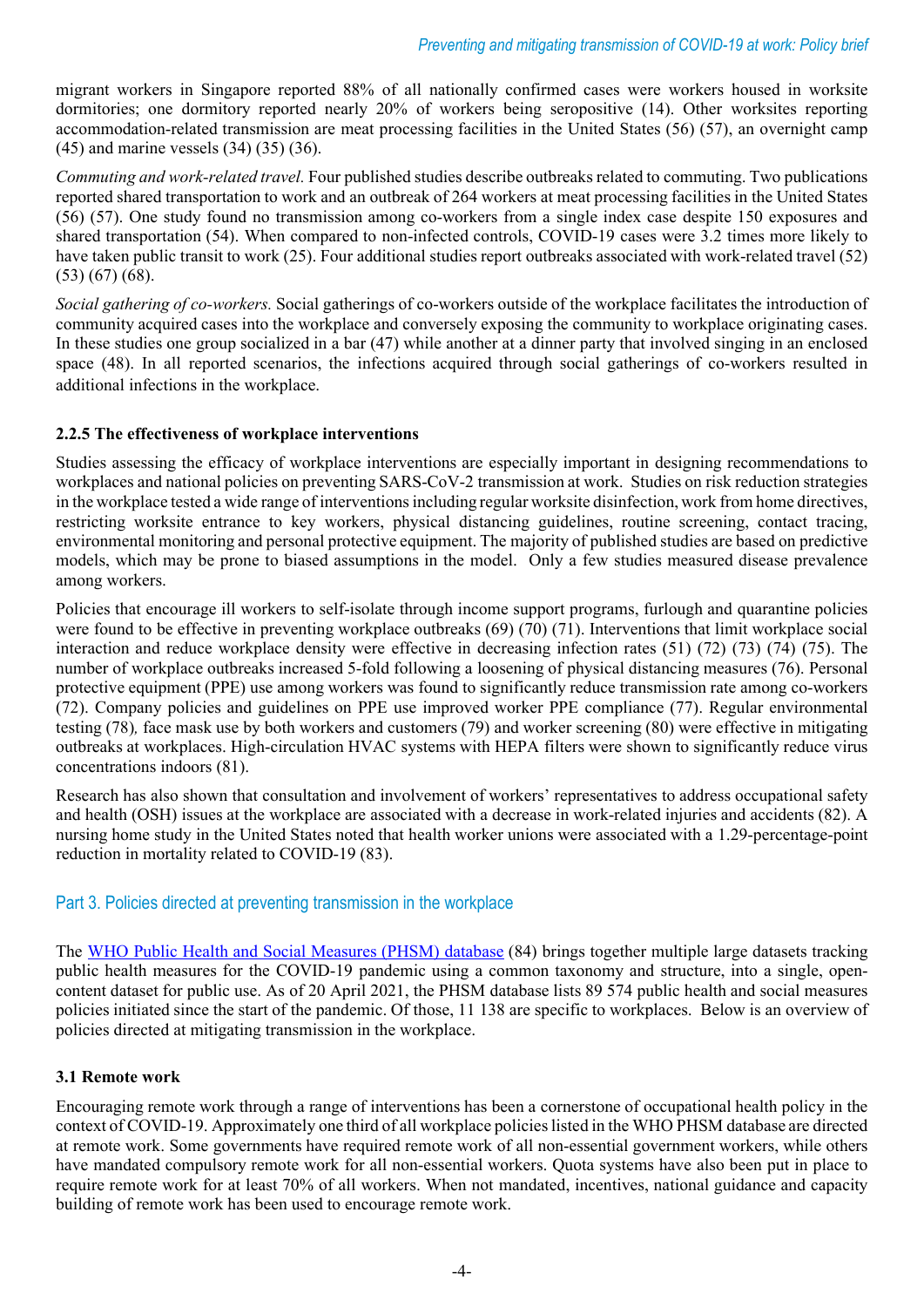migrant workers in Singapore reported 88% of all nationally confirmed cases were workers housed in worksite dormitories; one dormitory reported nearly 20% of workers being seropositive (14). Other worksites reporting accommodation-related transmission are meat processing facilities in the United States (56) (57), an overnight camp (45) and marine vessels (34) (35) (36).

*Commuting and work-related travel.* Four published studies describe outbreaks related to commuting. Two publications reported shared transportation to work and an outbreak of 264 workers at meat processing facilities in the United States (56) (57). One study found no transmission among co-workers from a single index case despite 150 exposures and shared transportation (54). When compared to non-infected controls, COVID-19 cases were 3.2 times more likely to have taken public transit to work (25). Four additional studies report outbreaks associated with work-related travel (52) (53) (67) (68).

*Social gathering of co-workers.* Social gatherings of co-workers outside of the workplace facilitates the introduction of community acquired cases into the workplace and conversely exposing the community to workplace originating cases. In these studies one group socialized in a bar (47) while another at a dinner party that involved singing in an enclosed space (48). In all reported scenarios, the infections acquired through social gatherings of co-workers resulted in additional infections in the workplace.

#### 2.2.5 The effectiveness of workplace interventions

Studies assessing the efficacy of workplace interventions are especially important in designing recommendations to workplaces and national policies on preventing SARS-CoV-2 transmission at work. Studies on risk reduction strategies in the workplace tested a wide range of interventions including regular worksite disinfection, work from home directives, restricting worksite entrance to key workers, physical distancing guidelines, routine screening, contact tracing, environmental monitoring and personal protective equipment. The majority of published studies are based on predictive models, which may be prone to biased assumptions in the model. Only a few studies measured disease prevalence among workers.

Policies that encourage ill workers to self-isolate through income support programs, furlough and quarantine policies were found to be effective in preventing workplace outbreaks (69) (70) (71). Interventions that limit workplace social interaction and reduce workplace density were effective in decreasing infection rates (51) (72) (73) (74) (75). The number of workplace outbreaks increased 5-fold following a loosening of physical distancing measures (76). Personal protective equipment (PPE) use among workers was found to significantly reduce transmission rate among co-workers (72). Company policies and guidelines on PPE use improved worker PPE compliance (77). Regular environmental testing (78), face mask use by both workers and customers (79) and worker screening (80) were effective in mitigating outbreaks at workplaces. High-circulation HVAC systems with HEPA filters were shown to significantly reduce virus concentrations indoors (81).

Research has also shown that consultation and involvement of workers' representatives to address occupational safety and health (OSH) issues at the workplace are associated with a decrease in work-related injuries and accidents (82). A nursing home study in the United States noted that health worker unions were associated with a 1.29-percentage-point reduction in mortality related to COVID-19 (83).

## Part 3. Policies directed at preventing transmission in the workplace

The WHO Public Health and Social Measures (PHSM) database (84) brings together multiple large datasets tracking public health measures for the COVID-19 pandemic using a common taxonomy and structure, into a single, open-content dataset for public use. As of 20 April 2021, the PHSM database lists 89 574 public health and social measures policies initiated since the start of the pandemic. Of those, 11 138 are specific to workplaces. Below is an overview of policies directed at mitigating transmission in the workplace.

### 3.1 Remote work

Encouraging remote work through a range of interventions has been a cornerstone of occupational health policy in the context of COVID-19. Approximately one third of all workplace policies listed in the WHO PHSM database are directed at remote work. Some governments have required remote work of all non-essential government workers, while others have mandated compulsory remote work for all non-essential workers. Quota systems have also been put in place to require remote work for at least 70% of all workers. When not mandated, incentives, national guidance and capacity building of remote work has been used to encourage remote work.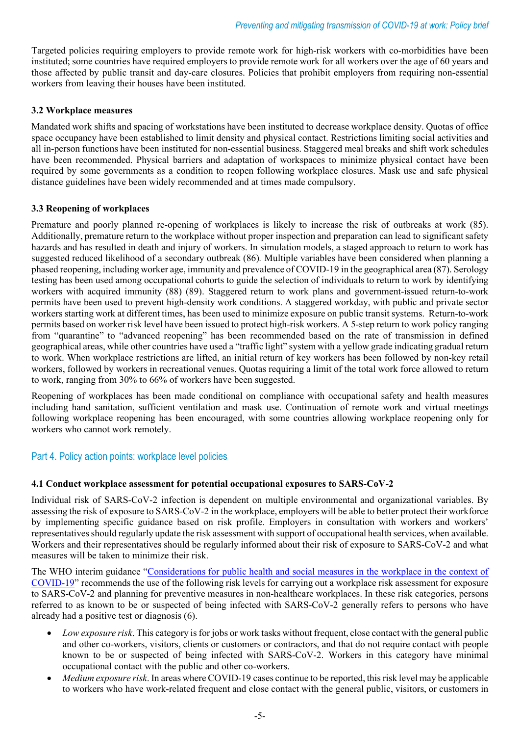Targeted policies requiring employers to provide remote work for high-risk workers with co-morbidities have been instituted; some countries have required employers to provide remote work for all workers over the age of 60 years and those affected by public transit and day-care closures. Policies that prohibit employers from requiring non-essential workers from leaving their houses have been instituted.

### 3.2 Workplace measures

Mandated work shifts and spacing of workstations have been instituted to decrease workplace density. Quotas of office space occupancy have been established to limit density and physical contact. Restrictions limiting social activities and all in-person functions have been instituted for non-essential business. Staggered meal breaks and shift work schedules have been recommended. Physical barriers and adaptation of workspaces to minimize physical contact have been required by some governments as a condition to reopen following workplace closures. Mask use and safe physical distance guidelines have been widely recommended and at times made compulsory.

### 3.3 Reopening of workplaces

Premature and poorly planned re-opening of workplaces is likely to increase the risk of outbreaks at work (85). Additionally, premature return to the workplace without proper inspection and preparation can lead to significant safety hazards and has resulted in death and injury of workers. In simulation models, a staged approach to return to work has suggested reduced likelihood of a secondary outbreak (86). Multiple variables have been considered when planning a phased reopening, including worker age, immunity and prevalence of COVID-19 in the geographical area (87). Serology testing has been used among occupational cohorts to guide the selection of individuals to return to work by identifying workers with acquired immunity (88) (89). Staggered return to work plans and government-issued return-to-work permits have been used to prevent high-density work conditions. A staggered workday, with public and private sector workers starting work at different times, has been used to minimize exposure on public transit systems. Return-to-work permits based on worker risk level have been issued to protect high-risk workers. A 5-step return to work policy ranging from "quarantine" to "advanced reopening" has been recommended based on the rate of transmission in defined geographical areas, while other countries have used a "traffic light" system with a yellow grade indicating gradual return to work. When workplace restrictions are lifted, an initial return of key workers has been followed by non-key retail workers, followed by workers in recreational venues. Quotas requiring a limit of the total work force allowed to return to work, ranging from 30% to 66% of workers have been suggested.

Reopening of workplaces has been made conditional on compliance with occupational safety and health measures including hand sanitation, sufficient ventilation and mask use. Continuation of remote work and virtual meetings following workplace reopening has been encouraged, with some countries allowing workplace reopening only for workers who cannot work remotely.

## Part 4. Policy action points: workplace level policies

### 4.1 Conduct workplace assessment for potential occupational exposures to SARS-CoV-2

Individual risk of SARS-CoV-2 infection is dependent on multiple environmental and organizational variables. By assessing the risk of exposure to SARS-CoV-2 in the workplace, employers will be able to better protect their workforce by implementing specific guidance based on risk profile. Employers in consultation with workers and workers' representatives should regularly update the risk assessment with support of occupational health services, when available. Workers and their representatives should be regularly informed about their risk of exposure to SARS-CoV-2 and what measures will be taken to minimize their risk.

The WHO interim guidance "Considerations for public health and social measures in the workplace in the context of COVID-19" recommends the use of the following risk levels for carrying out a workplace risk assessment for exposure to SARS-CoV-2 and planning for preventive measures in non-healthcare workplaces. In these risk categories, persons referred to as known to be or suspected of being infected with SARS-CoV-2 generally refers to persons who have already had a positive test or diagnosis (6).

- *Low exposure risk*. This category is for jobs or work tasks without frequent, close contact with the general public and other co-workers, visitors, clients or customers or contractors, and that do not require contact with people known to be or suspected of being infected with SARS-CoV-2. Workers in this category have minimal occupational contact with the public and other co-workers.
- *Medium exposure risk*. In areas where COVID-19 cases continue to be reported, this risk level may be applicable to workers who have work-related frequent and close contact with the general public, visitors, or customers in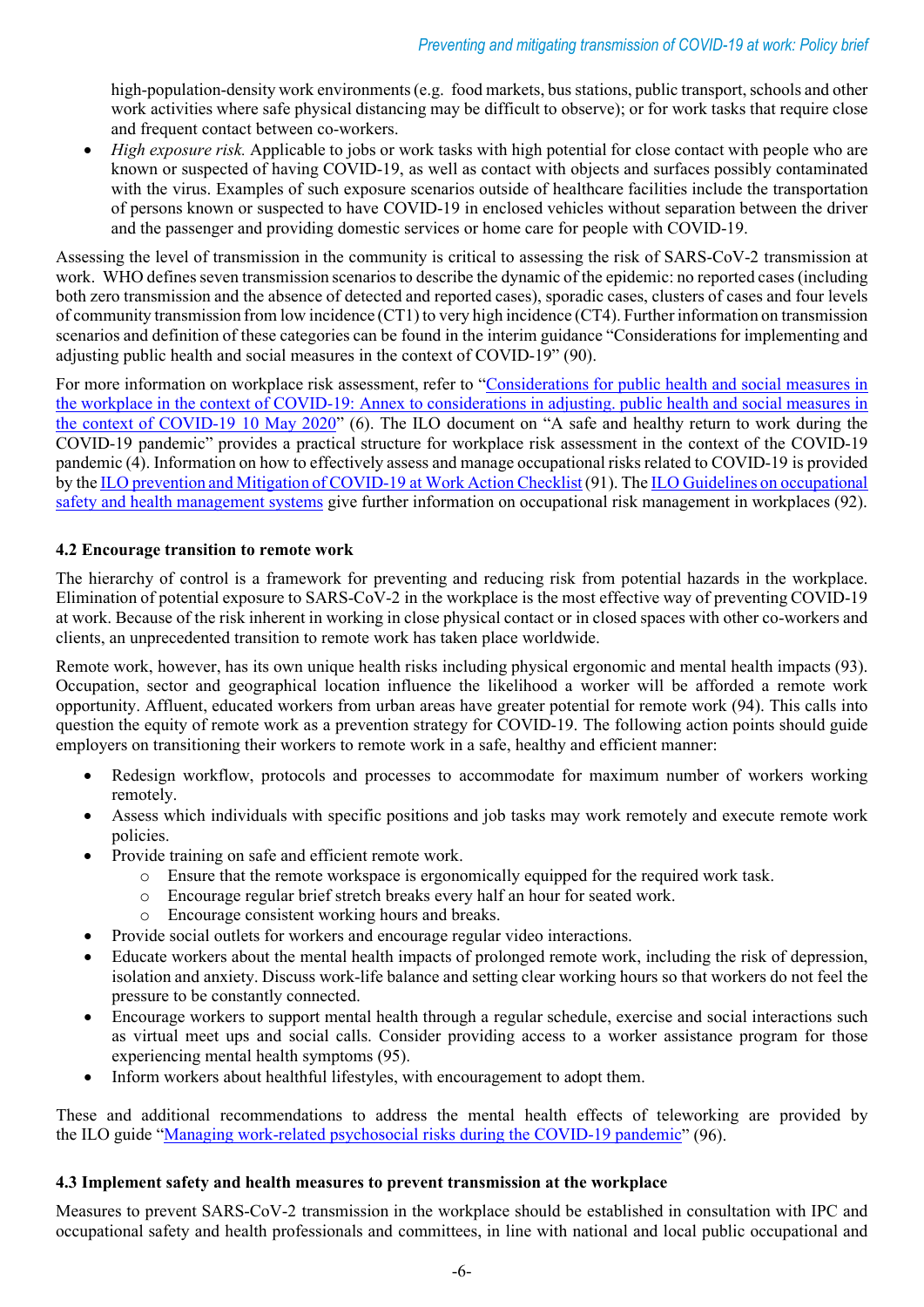high-population-density work environments (e.g. food markets, bus stations, public transport, schools and other work activities where safe physical distancing may be difficult to observe); or for work tasks that require close and frequent contact between co-workers.

- *High exposure risk.* Applicable to jobs or work tasks with high potential for close contact with people who are known or suspected of having COVID-19, as well as contact with objects and surfaces possibly contaminated with the virus. Examples of such exposure scenarios outside of healthcare facilities include the transportation of persons known or suspected to have COVID-19 in enclosed vehicles without separation between the driver and the passenger and providing domestic services or home care for people with COVID-19.

Assessing the level of transmission in the community is critical to assessing the risk of SARS-CoV-2 transmission at work. WHO defines seven transmission scenarios to describe the dynamic of the epidemic: no reported cases (including both zero transmission and the absence of detected and reported cases), sporadic cases, clusters of cases and four levels of community transmission from low incidence (CT1) to very high incidence (CT4). Further information on transmission scenarios and definition of these categories can be found in the interim guidance "Considerations for implementing and adjusting public health and social measures in the context of COVID-19" (90).

For more information on workplace risk assessment, refer to "Considerations for public health and social measures in the workplace in the context of COVID-19: Annex to considerations in adjusting. public health and social measures in the context of COVID-19 10 May 2020" (6). The ILO document on "A safe and healthy return to work during the COVID-19 pandemic" provides a practical structure for workplace risk assessment in the context of the COVID-19 pandemic (4). Information on how to effectively assess and manage occupational risks related to COVID-19 is provided by the ILO prevention and Mitigation of COVID-19 at Work Action Checklist (91). The ILO Guidelines on occupational safety and health management systems give further information on occupational risk management in workplaces (92).

### 4.2 Encourage transition to remote work

The hierarchy of control is a framework for preventing and reducing risk from potential hazards in the workplace. Elimination of potential exposure to SARS-CoV-2 in the workplace is the most effective way of preventing COVID-19 at work. Because of the risk inherent in working in close physical contact or in closed spaces with other co-workers and clients, an unprecedented transition to remote work has taken place worldwide.

Remote work, however, has its own unique health risks including physical ergonomic and mental health impacts (93). Occupation, sector and geographical location influence the likelihood a worker will be afforded a remote work opportunity. Affluent, educated workers from urban areas have greater potential for remote work (94). This calls into question the equity of remote work as a prevention strategy for COVID-19. The following action points should guide employers on transitioning their workers to remote work in a safe, healthy and efficient manner:

- Redesign workflow, protocols and processes to accommodate for maximum number of workers working remotely.
- Assess which individuals with specific positions and job tasks may work remotely and execute remote work policies.
- Provide training on safe and efficient remote work.
  - Ensure that the remote workspace is ergonomically equipped for the required work task.
  - Encourage regular brief stretch breaks every half an hour for seated work.
  - Encourage consistent working hours and breaks.
- Provide social outlets for workers and encourage regular video interactions.
- Educate workers about the mental health impacts of prolonged remote work, including the risk of depression, isolation and anxiety. Discuss work-life balance and setting clear working hours so that workers do not feel the pressure to be constantly connected.
- Encourage workers to support mental health through a regular schedule, exercise and social interactions such as virtual meet ups and social calls. Consider providing access to a worker assistance program for those experiencing mental health symptoms (95).
- Inform workers about healthful lifestyles, with encouragement to adopt them.

These and additional recommendations to address the mental health effects of teleworking are provided by the ILO guide "Managing work-related psychosocial risks during the COVID-19 pandemic" (96).

### 4.3 Implement safety and health measures to prevent transmission at the workplace

Measures to prevent SARS-CoV-2 transmission in the workplace should be established in consultation with IPC and occupational safety and health professionals and committees, in line with national and local public occupational and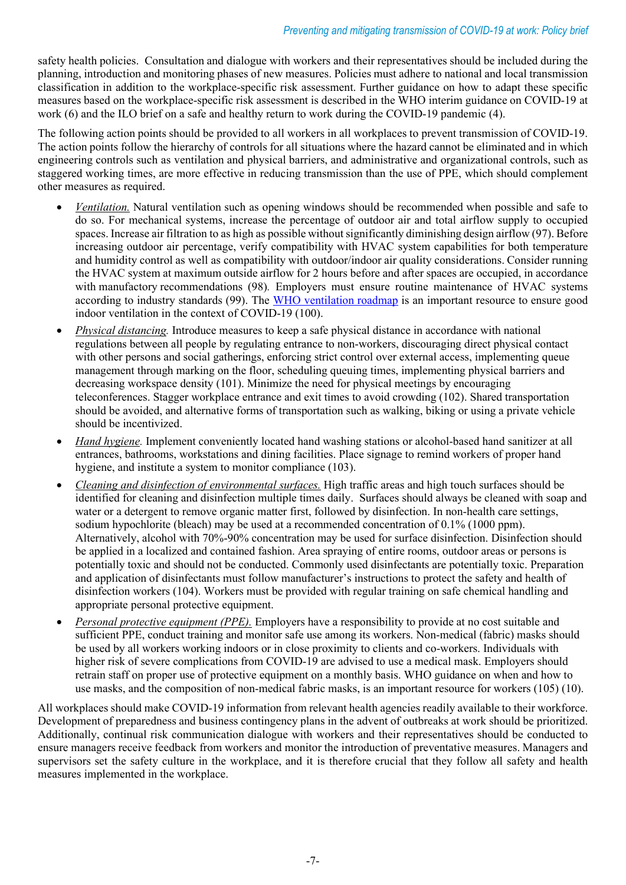safety health policies. Consultation and dialogue with workers and their representatives should be included during the planning, introduction and monitoring phases of new measures. Policies must adhere to national and local transmission classification in addition to the workplace-specific risk assessment. Further guidance on how to adapt these specific measures based on the workplace-specific risk assessment is described in the WHO interim guidance on COVID-19 at work (6) and the ILO brief on a safe and healthy return to work during the COVID-19 pandemic (4).

The following action points should be provided to all workers in all workplaces to prevent transmission of COVID-19. The action points follow the hierarchy of controls for all situations where the hazard cannot be eliminated and in which engineering controls such as ventilation and physical barriers, and administrative and organizational controls, such as staggered working times, are more effective in reducing transmission than the use of PPE, which should complement other measures as required.

- *Ventilation.* Natural ventilation such as opening windows should be recommended when possible and safe to do so. For mechanical systems, increase the percentage of outdoor air and total airflow supply to occupied spaces. Increase air filtration to as high as possible without significantly diminishing design airflow (97). Before increasing outdoor air percentage, verify compatibility with HVAC system capabilities for both temperature and humidity control as well as compatibility with outdoor/indoor air quality considerations. Consider running the HVAC system at maximum outside airflow for 2 hours before and after spaces are occupied, in accordance with manufactory recommendations (98). Employers must ensure routine maintenance of HVAC systems according to industry standards (99). The [WHO ventilation roadmap](#) is an important resource to ensure good indoor ventilation in the context of COVID-19 (100).
- *Physical distancing.* Introduce measures to keep a safe physical distance in accordance with national regulations between all people by regulating entrance to non-workers, discouraging direct physical contact with other persons and social gatherings, enforcing strict control over external access, implementing queue management through marking on the floor, scheduling queuing times, implementing physical barriers and decreasing workspace density (101). Minimize the need for physical meetings by encouraging teleconferences. Stagger workplace entrance and exit times to avoid crowding (102). Shared transportation should be avoided, and alternative forms of transportation such as walking, biking or using a private vehicle should be incentivized.
- *Hand hygiene.* Implement conveniently located hand washing stations or alcohol-based hand sanitizer at all entrances, bathrooms, workstations and dining facilities. Place signage to remind workers of proper hand hygiene, and institute a system to monitor compliance (103).
- *Cleaning and disinfection of environmental surfaces.* High traffic areas and high touch surfaces should be identified for cleaning and disinfection multiple times daily. Surfaces should always be cleaned with soap and water or a detergent to remove organic matter first, followed by disinfection. In non-health care settings, sodium hypochlorite (bleach) may be used at a recommended concentration of 0.1% (1000 ppm). Alternatively, alcohol with 70%-90% concentration may be used for surface disinfection. Disinfection should be applied in a localized and contained fashion. Area spraying of entire rooms, outdoor areas or persons is potentially toxic and should not be conducted. Commonly used disinfectants are potentially toxic. Preparation and application of disinfectants must follow manufacturer's instructions to protect the safety and health of disinfection workers (104). Workers must be provided with regular training on safe chemical handling and appropriate personal protective equipment.
- *Personal protective equipment (PPE).* Employers have a responsibility to provide at no cost suitable and sufficient PPE, conduct training and monitor safe use among its workers. Non-medical (fabric) masks should be used by all workers working indoors or in close proximity to clients and co-workers. Individuals with higher risk of severe complications from COVID-19 are advised to use a medical mask. Employers should retrain staff on proper use of protective equipment on a monthly basis. WHO guidance on when and how to use masks, and the composition of non-medical fabric masks, is an important resource for workers (105) (10).

All workplaces should make COVID-19 information from relevant health agencies readily available to their workforce. Development of preparedness and business contingency plans in the advent of outbreaks at work should be prioritized. Additionally, continual risk communication dialogue with workers and their representatives should be conducted to ensure managers receive feedback from workers and monitor the introduction of preventative measures. Managers and supervisors set the safety culture in the workplace, and it is therefore crucial that they follow all safety and health measures implemented in the workplace.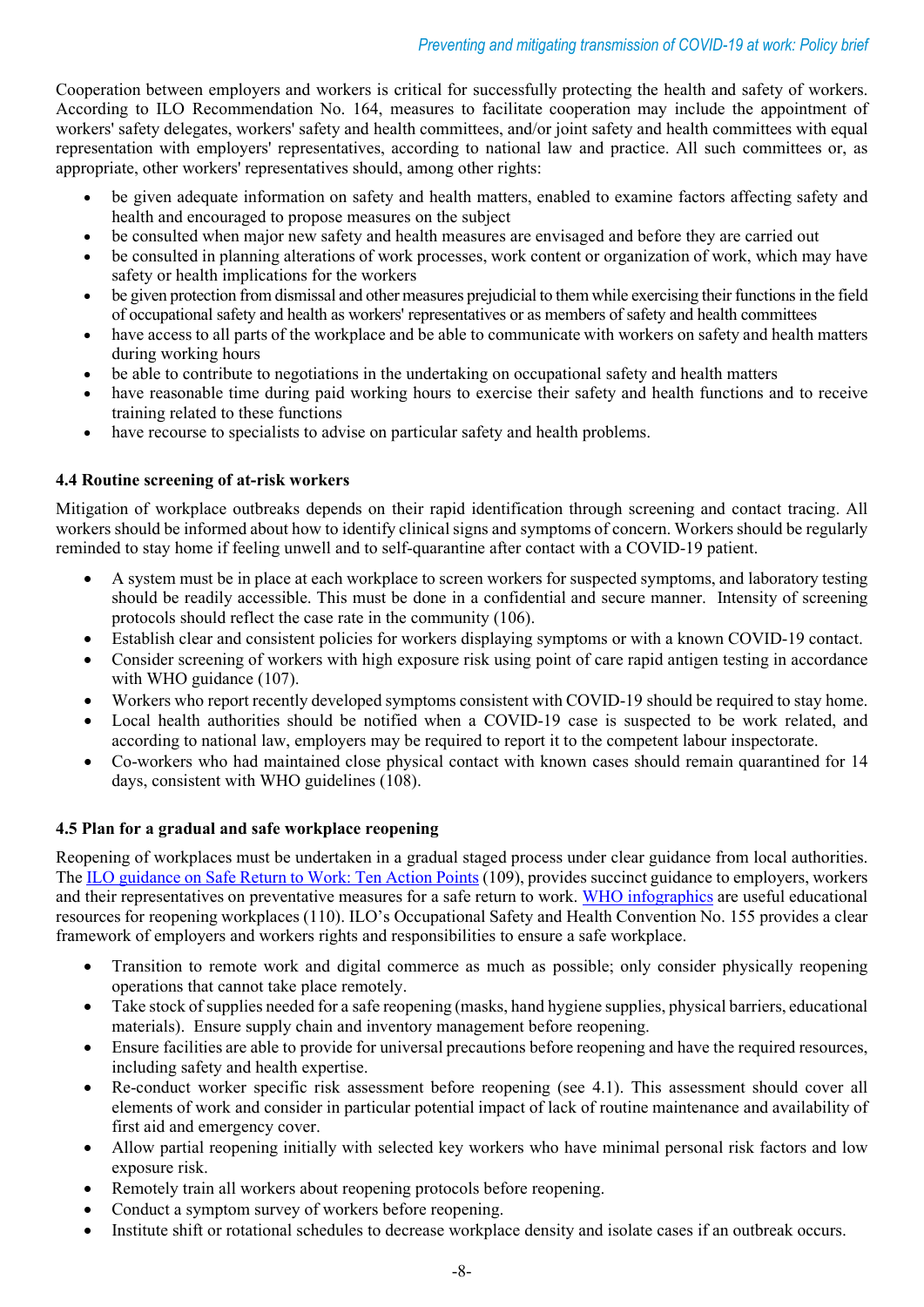Cooperation between employers and workers is critical for successfully protecting the health and safety of workers. According to ILO Recommendation No. 164, measures to facilitate cooperation may include the appointment of workers' safety delegates, workers' safety and health committees, and/or joint safety and health committees with equal representation with employers' representatives, according to national law and practice. All such committees or, as appropriate, other workers' representatives should, among other rights:

- be given adequate information on safety and health matters, enabled to examine factors affecting safety and health and encouraged to propose measures on the subject
- be consulted when major new safety and health measures are envisaged and before they are carried out
- be consulted in planning alterations of work processes, work content or organization of work, which may have safety or health implications for the workers
- be given protection from dismissal and other measures prejudicial to them while exercising their functions in the field of occupational safety and health as workers' representatives or as members of safety and health committees
- have access to all parts of the workplace and be able to communicate with workers on safety and health matters during working hours
- be able to contribute to negotiations in the undertaking on occupational safety and health matters
- have reasonable time during paid working hours to exercise their safety and health functions and to receive training related to these functions
- have recourse to specialists to advise on particular safety and health problems.

### 4.4 Routine screening of at-risk workers

Mitigation of workplace outbreaks depends on their rapid identification through screening and contact tracing. All workers should be informed about how to identify clinical signs and symptoms of concern. Workers should be regularly reminded to stay home if feeling unwell and to self-quarantine after contact with a COVID-19 patient.

- A system must be in place at each workplace to screen workers for suspected symptoms, and laboratory testing should be readily accessible. This must be done in a confidential and secure manner. Intensity of screening protocols should reflect the case rate in the community (106).
- Establish clear and consistent policies for workers displaying symptoms or with a known COVID-19 contact.
- Consider screening of workers with high exposure risk using point of care rapid antigen testing in accordance with WHO guidance (107).
- Workers who report recently developed symptoms consistent with COVID-19 should be required to stay home.
- Local health authorities should be notified when a COVID-19 case is suspected to be work related, and according to national law, employers may be required to report it to the competent labour inspectorate.
- Co-workers who had maintained close physical contact with known cases should remain quarantined for 14 days, consistent with WHO guidelines (108).

### 4.5 Plan for a gradual and safe workplace reopening

Reopening of workplaces must be undertaken in a gradual staged process under clear guidance from local authorities. The ILO guidance on Safe Return to Work: Ten Action Points (109), provides succinct guidance to employers, workers and their representatives on preventative measures for a safe return to work. WHO infographics are useful educational resources for reopening workplaces (110). ILO's Occupational Safety and Health Convention No. 155 provides a clear framework of employers and workers rights and responsibilities to ensure a safe workplace.

- Transition to remote work and digital commerce as much as possible; only consider physically reopening operations that cannot take place remotely.
- Take stock of supplies needed for a safe reopening (masks, hand hygiene supplies, physical barriers, educational materials). Ensure supply chain and inventory management before reopening.
- Ensure facilities are able to provide for universal precautions before reopening and have the required resources, including safety and health expertise.
- Re-conduct worker specific risk assessment before reopening (see 4.1). This assessment should cover all elements of work and consider in particular potential impact of lack of routine maintenance and availability of first aid and emergency cover.
- Allow partial reopening initially with selected key workers who have minimal personal risk factors and low exposure risk.
- Remotely train all workers about reopening protocols before reopening.
- Conduct a symptom survey of workers before reopening.
- Institute shift or rotational schedules to decrease workplace density and isolate cases if an outbreak occurs.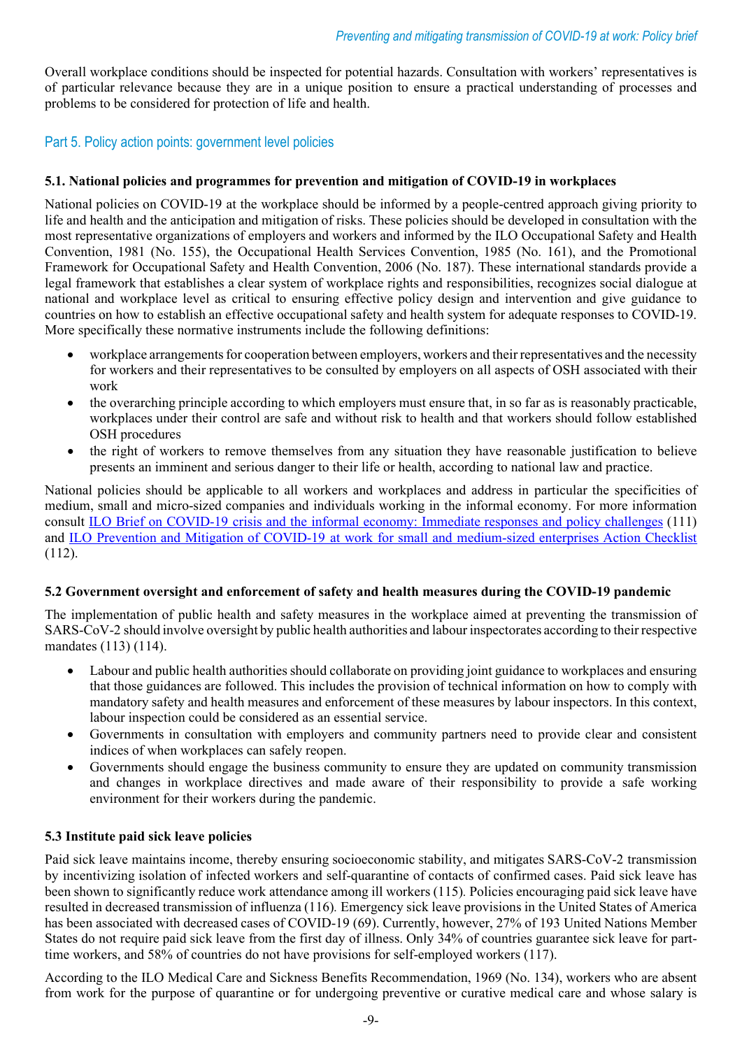Overall workplace conditions should be inspected for potential hazards. Consultation with workers' representatives is of particular relevance because they are in a unique position to ensure a practical understanding of processes and problems to be considered for protection of life and health.

## Part 5. Policy action points: government level policies

### 5.1. National policies and programmes for prevention and mitigation of COVID-19 in workplaces

National policies on COVID-19 at the workplace should be informed by a people-centred approach giving priority to life and health and the anticipation and mitigation of risks. These policies should be developed in consultation with the most representative organizations of employers and workers and informed by the ILO Occupational Safety and Health Convention, 1981 (No. 155), the Occupational Health Services Convention, 1985 (No. 161), and the Promotional Framework for Occupational Safety and Health Convention, 2006 (No. 187). These international standards provide a legal framework that establishes a clear system of workplace rights and responsibilities, recognizes social dialogue at national and workplace level as critical to ensuring effective policy design and intervention and give guidance to countries on how to establish an effective occupational safety and health system for adequate responses to COVID-19. More specifically these normative instruments include the following definitions:

- workplace arrangements for cooperation between employers, workers and their representatives and the necessity for workers and their representatives to be consulted by employers on all aspects of OSH associated with their work
- the overarching principle according to which employers must ensure that, in so far as is reasonably practicable, workplaces under their control are safe and without risk to health and that workers should follow established OSH procedures
- the right of workers to remove themselves from any situation they have reasonable justification to believe presents an imminent and serious danger to their life or health, according to national law and practice.

National policies should be applicable to all workers and workplaces and address in particular the specificities of medium, small and micro-sized companies and individuals working in the informal economy. For more information consult ILO Brief on COVID-19 crisis and the informal economy: Immediate responses and policy challenges (111) and ILO Prevention and Mitigation of COVID-19 at work for small and medium-sized enterprises Action Checklist (112).

### 5.2 Government oversight and enforcement of safety and health measures during the COVID-19 pandemic

The implementation of public health and safety measures in the workplace aimed at preventing the transmission of SARS-CoV-2 should involve oversight by public health authorities and labour inspectorates according to their respective mandates (113) (114).

- Labour and public health authorities should collaborate on providing joint guidance to workplaces and ensuring that those guidances are followed. This includes the provision of technical information on how to comply with mandatory safety and health measures and enforcement of these measures by labour inspectors. In this context, labour inspection could be considered as an essential service.
- Governments in consultation with employers and community partners need to provide clear and consistent indices of when workplaces can safely reopen.
- Governments should engage the business community to ensure they are updated on community transmission and changes in workplace directives and made aware of their responsibility to provide a safe working environment for their workers during the pandemic.

### 5.3 Institute paid sick leave policies

Paid sick leave maintains income, thereby ensuring socioeconomic stability, and mitigates SARS-CoV-2 transmission by incentivizing isolation of infected workers and self-quarantine of contacts of confirmed cases. Paid sick leave has been shown to significantly reduce work attendance among ill workers (115). Policies encouraging paid sick leave have resulted in decreased transmission of influenza (116). Emergency sick leave provisions in the United States of America has been associated with decreased cases of COVID-19 (69). Currently, however, 27% of 193 United Nations Member States do not require paid sick leave from the first day of illness. Only 34% of countries guarantee sick leave for part-time workers, and 58% of countries do not have provisions for self-employed workers (117).

According to the ILO Medical Care and Sickness Benefits Recommendation, 1969 (No. 134), workers who are absent from work for the purpose of quarantine or for undergoing preventive or curative medical care and whose salary is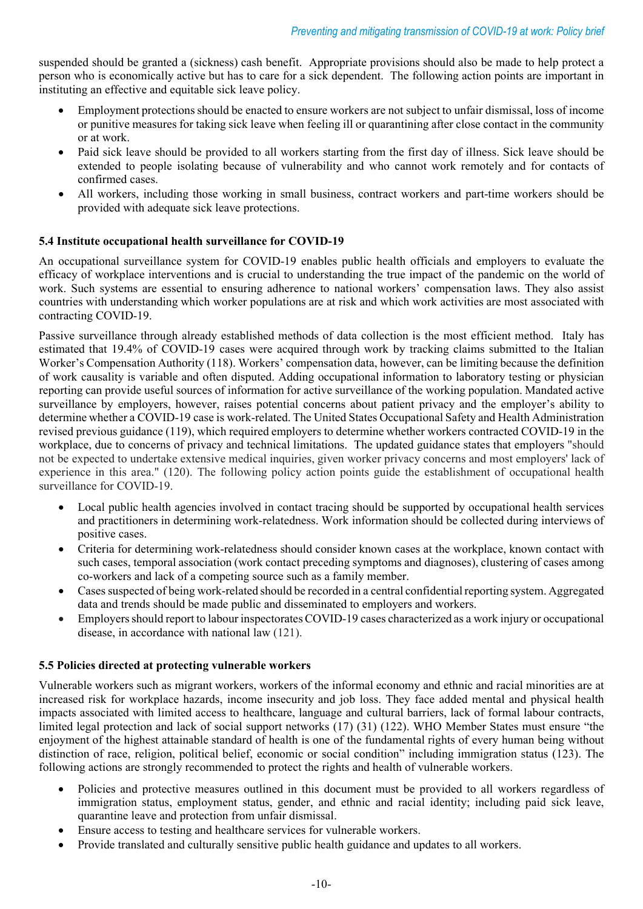suspended should be granted a (sickness) cash benefit. Appropriate provisions should also be made to help protect a person who is economically active but has to care for a sick dependent. The following action points are important in instituting an effective and equitable sick leave policy.

- Employment protections should be enacted to ensure workers are not subject to unfair dismissal, loss of income or punitive measures for taking sick leave when feeling ill or quarantining after close contact in the community or at work.
- Paid sick leave should be provided to all workers starting from the first day of illness. Sick leave should be extended to people isolating because of vulnerability and who cannot work remotely and for contacts of confirmed cases.
- All workers, including those working in small business, contract workers and part-time workers should be provided with adequate sick leave protections.

### 5.4 Institute occupational health surveillance for COVID-19

An occupational surveillance system for COVID-19 enables public health officials and employers to evaluate the efficacy of workplace interventions and is crucial to understanding the true impact of the pandemic on the world of work. Such systems are essential to ensuring adherence to national workers' compensation laws. They also assist countries with understanding which worker populations are at risk and which work activities are most associated with contracting COVID-19.

Passive surveillance through already established methods of data collection is the most efficient method. Italy has estimated that 19.4% of COVID-19 cases were acquired through work by tracking claims submitted to the Italian Worker's Compensation Authority (118). Workers' compensation data, however, can be limiting because the definition of work causality is variable and often disputed. Adding occupational information to laboratory testing or physician reporting can provide useful sources of information for active surveillance of the working population. Mandated active surveillance by employers, however, raises potential concerns about patient privacy and the employer's ability to determine whether a COVID-19 case is work-related. The United States Occupational Safety and Health Administration revised previous guidance (119), which required employers to determine whether workers contracted COVID-19 in the workplace, due to concerns of privacy and technical limitations. The updated guidance states that employers "should not be expected to undertake extensive medical inquiries, given worker privacy concerns and most employers' lack of experience in this area." (120). The following policy action points guide the establishment of occupational health surveillance for COVID-19.

- Local public health agencies involved in contact tracing should be supported by occupational health services and practitioners in determining work-relatedness. Work information should be collected during interviews of positive cases.
- Criteria for determining work-relatedness should consider known cases at the workplace, known contact with such cases, temporal association (work contact preceding symptoms and diagnoses), clustering of cases among co-workers and lack of a competing source such as a family member.
- Cases suspected of being work-related should be recorded in a central confidential reporting system. Aggregated data and trends should be made public and disseminated to employers and workers.
- Employers should report to labour inspectorates COVID-19 cases characterized as a work injury or occupational disease, in accordance with national law (121).

### 5.5 Policies directed at protecting vulnerable workers

Vulnerable workers such as migrant workers, workers of the informal economy and ethnic and racial minorities are at increased risk for workplace hazards, income insecurity and job loss. They face added mental and physical health impacts associated with limited access to healthcare, language and cultural barriers, lack of formal labour contracts, limited legal protection and lack of social support networks (17) (31) (122). WHO Member States must ensure "the enjoyment of the highest attainable standard of health is one of the fundamental rights of every human being without distinction of race, religion, political belief, economic or social condition" including immigration status (123). The following actions are strongly recommended to protect the rights and health of vulnerable workers.

- Policies and protective measures outlined in this document must be provided to all workers regardless of immigration status, employment status, gender, and ethnic and racial identity; including paid sick leave, quarantine leave and protection from unfair dismissal.
- Ensure access to testing and healthcare services for vulnerable workers.
- Provide translated and culturally sensitive public health guidance and updates to all workers.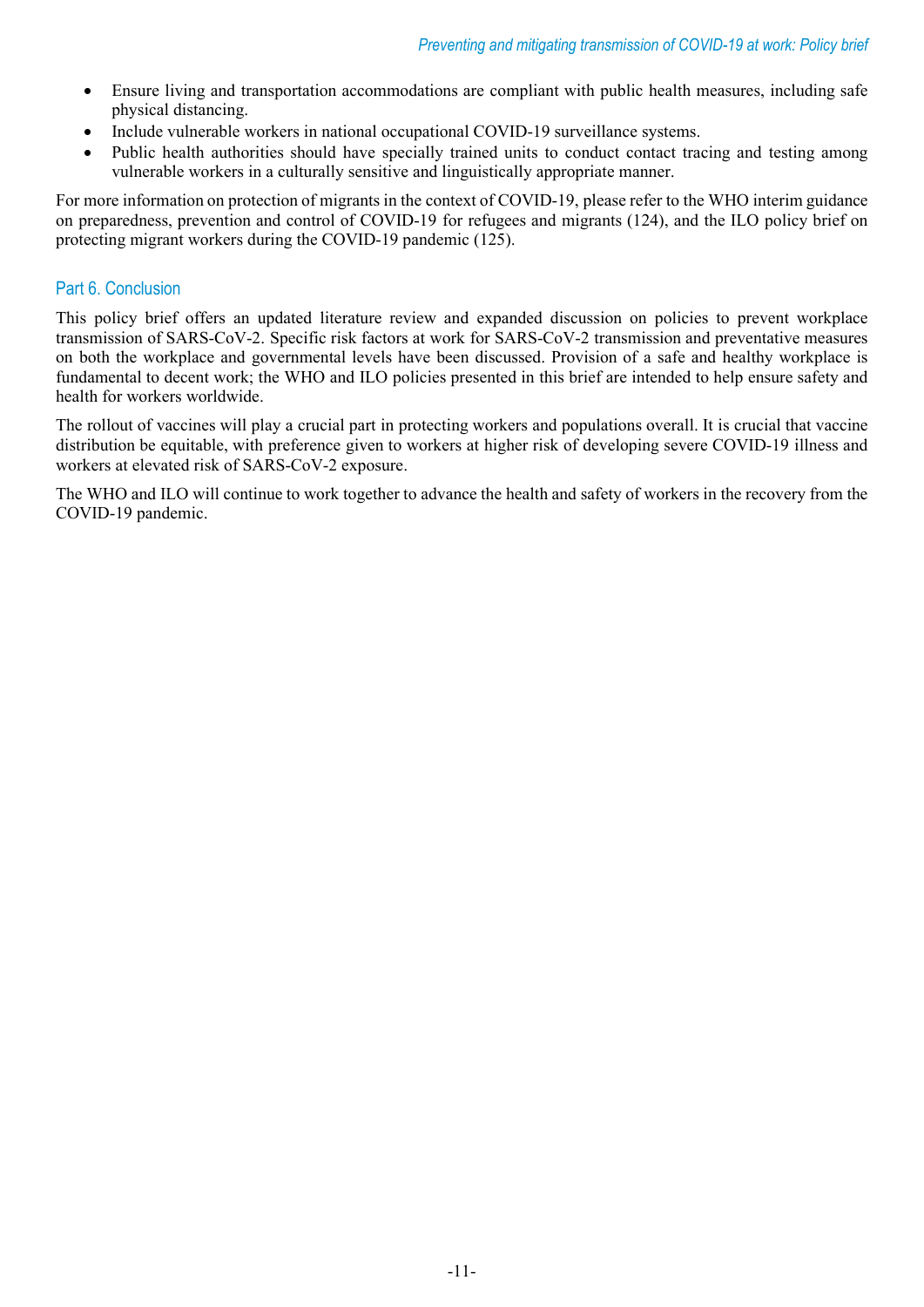- Ensure living and transportation accommodations are compliant with public health measures, including safe physical distancing.
- Include vulnerable workers in national occupational COVID-19 surveillance systems.
- Public health authorities should have specially trained units to conduct contact tracing and testing among vulnerable workers in a culturally sensitive and linguistically appropriate manner.

For more information on protection of migrants in the context of COVID-19, please refer to the WHO interim guidance on preparedness, prevention and control of COVID-19 for refugees and migrants (124), and the ILO policy brief on protecting migrant workers during the COVID-19 pandemic (125).

## Part 6. Conclusion

This policy brief offers an updated literature review and expanded discussion on policies to prevent workplace transmission of SARS-CoV-2. Specific risk factors at work for SARS-CoV-2 transmission and preventative measures on both the workplace and governmental levels have been discussed. Provision of a safe and healthy workplace is fundamental to decent work; the WHO and ILO policies presented in this brief are intended to help ensure safety and health for workers worldwide.

The rollout of vaccines will play a crucial part in protecting workers and populations overall. It is crucial that vaccine distribution be equitable, with preference given to workers at higher risk of developing severe COVID-19 illness and workers at elevated risk of SARS-CoV-2 exposure.

The WHO and ILO will continue to work together to advance the health and safety of workers in the recovery from the COVID-19 pandemic.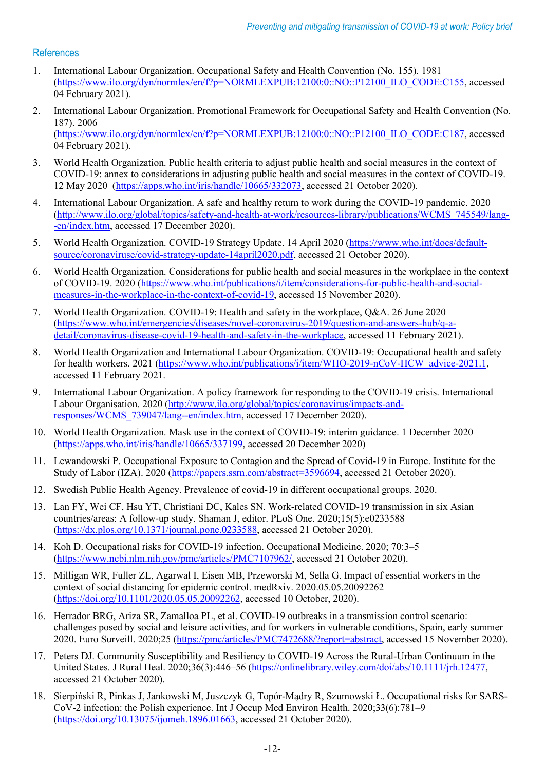## References

1. International Labour Organization. Occupational Safety and Health Convention (No. 155). 1981 (https://www.ilo.org/dyn/normlex/en/f?p=NORMLEXPUB:12100:0::NO::P12100_ILO_CODE:C155, accessed 04 February 2021).
2. International Labour Organization. Promotional Framework for Occupational Safety and Health Convention (No. 187). 2006 (https://www.ilo.org/dyn/normlex/en/f?p=NORMLEXPUB:12100:0::NO::P12100_ILO_CODE:C187, accessed 04 February 2021).
3. World Health Organization. Public health criteria to adjust public health and social measures in the context of COVID-19: annex to considerations in adjusting public health and social measures in the context of COVID-19. 12 May 2020 (https://apps.who.int/iris/handle/10665/332073, accessed 21 October 2020).
4. International Labour Organization. A safe and healthy return to work during the COVID-19 pandemic. 2020 (http://www.ilo.org/global/topics/safety-and-health-at-work/resources-library/publications/WCMS_745549/lang--en/index.htm, accessed 17 December 2020).
5. World Health Organization. COVID-19 Strategy Update. 14 April 2020 (https://www.who.int/docs/default-source/coronaviruse/covid-strategy-update-14april2020.pdf, accessed 21 October 2020).
6. World Health Organization. Considerations for public health and social measures in the workplace in the context of COVID-19. 2020 (https://www.who.int/publications/i/item/considerations-for-public-health-and-social-measures-in-the-workplace-in-the-context-of-covid-19, accessed 15 November 2020).
7. World Health Organization. COVID-19: Health and safety in the workplace, Q&A. 26 June 2020 (https://www.who.int/emergencies/diseases/novel-coronavirus-2019/question-and-answers-hub/q-a-detail/coronavirus-disease-covid-19-health-and-safety-in-the-workplace, accessed 11 February 2021).
8. World Health Organization and International Labour Organization. COVID-19: Occupational health and safety for health workers. 2021 (https://www.who.int/publications/i/item/WHO-2019-nCoV-HCW_advice-2021.1, accessed 11 February 2021.
9. International Labour Organization. A policy framework for responding to the COVID-19 crisis. International Labour Organisation. 2020 (http://www.ilo.org/global/topics/coronavirus/impacts-and-responses/WCMS_739047/lang--en/index.htm, accessed 17 December 2020).
10. World Health Organization. Mask use in the context of COVID-19: interim guidance. 1 December 2020 (https://apps.who.int/iris/handle/10665/337199, accessed 20 December 2020)
11. Lewandowski P. Occupational Exposure to Contagion and the Spread of Covid-19 in Europe. Institute for the Study of Labor (IZA). 2020 (https://papers.ssrn.com/abstract=3596694, accessed 21 October 2020).
12. Swedish Public Health Agency. Prevalence of covid-19 in different occupational groups. 2020.
13. Lan FY, Wei CF, Hsu YT, Christiani DC, Kales SN. Work-related COVID-19 transmission in six Asian countries/areas: A follow-up study. Shaman J, editor. PLoS One. 2020;15(5):e0233588 (https://dx.plos.org/10.1371/journal.pone.0233588, accessed 21 October 2020).
14. Koh D. Occupational risks for COVID-19 infection. Occupational Medicine. 2020; 70:3–5 (https://www.ncbi.nlm.nih.gov/pmc/articles/PMC7107962/, accessed 21 October 2020).
15. Milligan WR, Fuller ZL, Agarwal I, Eisen MB, Przeworski M, Sella G. Impact of essential workers in the context of social distancing for epidemic control. medRxiv. 2020.05.05.20092262 (https://doi.org/10.1101/2020.05.05.20092262, accessed 10 October, 2020).
16. Herrador BRG, Ariza SR, Zamalloa PL, et al. COVID-19 outbreaks in a transmission control scenario: challenges posed by social and leisure activities, and for workers in vulnerable conditions, Spain, early summer 2020. Euro Surveill. 2020;25 (https://pmc/articles/PMC7472688/?report=abstract, accessed 15 November 2020).
17. Peters DJ. Community Susceptibility and Resiliency to COVID-19 Across the Rural-Urban Continuum in the United States. J Rural Heal. 2020;36(3):446–56 (https://onlinelibrary.wiley.com/doi/abs/10.1111/jrh.12477, accessed 21 October 2020).
18. Sierpiński R, Pinkas J, Jankowski M, Juszczyk G, Topór-Mądry R, Szumowski Ł. Occupational risks for SARS-CoV-2 infection: the Polish experience. Int J Occup Med Environ Health. 2020;33(6):781–9 (https://doi.org/10.13075/ijomeh.1896.01663, accessed 21 October 2020).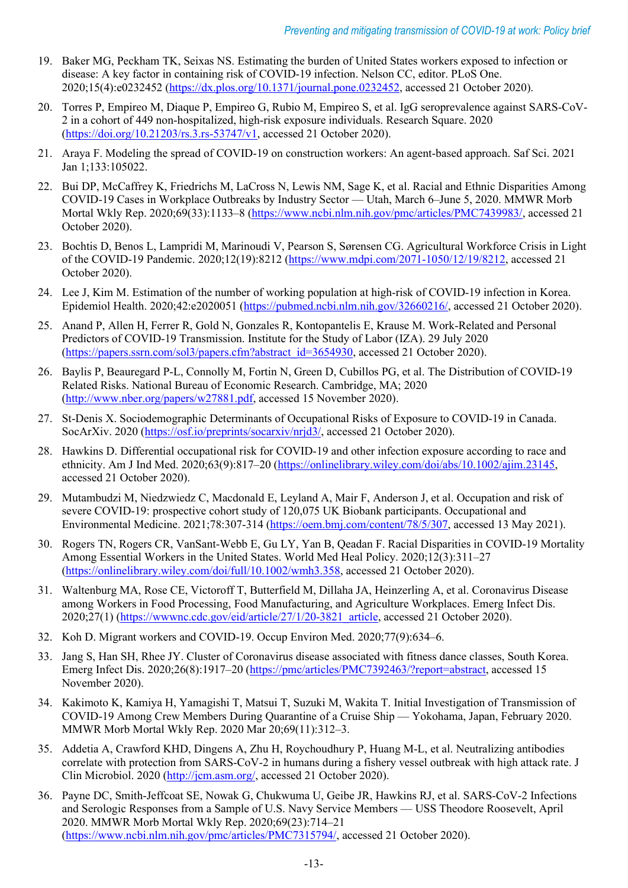19. Baker MG, Peckham TK, Seixas NS. Estimating the burden of United States workers exposed to infection or disease: A key factor in containing risk of COVID-19 infection. Nelson CC, editor. PLoS One. 2020;15(4):e0232452 (https://dx.plos.org/10.1371/journal.pone.0232452, accessed 21 October 2020).
20. Torres P, Empireo M, Diaque P, Empireo G, Rubio M, Empireo S, et al. IgG seroprevalence against SARS-CoV-2 in a cohort of 449 non-hospitalized, high-risk exposure individuals. Research Square. 2020 (https://doi.org/10.21203/rs.3.rs-53747/v1, accessed 21 October 2020).
21. Araya F. Modeling the spread of COVID-19 on construction workers: An agent-based approach. Saf Sci. 2021 Jan 1;133:105022.
22. Bui DP, McCaffrey K, Friedrichs M, LaCross N, Lewis NM, Sage K, et al. Racial and Ethnic Disparities Among COVID-19 Cases in Workplace Outbreaks by Industry Sector — Utah, March 6–June 5, 2020. MMWR Morb Mortal Wkly Rep. 2020;69(33):1133–8 (https://www.ncbi.nlm.nih.gov/pmc/articles/PMC7439983/, accessed 21 October 2020).
23. Bochtis D, Benos L, Lampridi M, Marinoudi V, Pearson S, Sørensen CG. Agricultural Workforce Crisis in Light of the COVID-19 Pandemic. 2020;12(19):8212 (https://www.mdpi.com/2071-1050/12/19/8212, accessed 21 October 2020).
24. Lee J, Kim M. Estimation of the number of working population at high-risk of COVID-19 infection in Korea. Epidemiol Health. 2020;42:e2020051 (https://pubmed.ncbi.nlm.nih.gov/32660216/, accessed 21 October 2020).
25. Anand P, Allen H, Ferrer R, Gold N, Gonzales R, Kontopantelis E, Krause M. Work-Related and Personal Predictors of COVID-19 Transmission. Institute for the Study of Labor (IZA). 29 July 2020 (https://papers.ssrn.com/sol3/papers.cfm?abstract_id=3654930, accessed 21 October 2020).
26. Baylis P, Beauregard P-L, Connolly M, Fortin N, Green D, Cubillos PG, et al. The Distribution of COVID-19 Related Risks. National Bureau of Economic Research. Cambridge, MA; 2020 (http://www.nber.org/papers/w27881.pdf, accessed 15 November 2020).
27. St-Denis X. Sociodemographic Determinants of Occupational Risks of Exposure to COVID-19 in Canada. SocArXiv. 2020 (https://osf.io/preprints/socarxiv/nrjd3/, accessed 21 October 2020).
28. Hawkins D. Differential occupational risk for COVID-19 and other infection exposure according to race and ethnicity. Am J Ind Med. 2020;63(9):817–20 (https://onlinelibrary.wiley.com/doi/abs/10.1002/ajim.23145, accessed 21 October 2020).
29. Mutambudzi M, Niedzwiedz C, Macdonald E, Leyland A, Mair F, Anderson J, et al. Occupation and risk of severe COVID-19: prospective cohort study of 120,075 UK Biobank participants. Occupational and Environmental Medicine. 2021;78:307-314 (https://oem.bmj.com/content/78/5/307, accessed 13 May 2021).
30. Rogers TN, Rogers CR, VanSant-Webb E, Gu LY, Yan B, Qeadan F. Racial Disparities in COVID-19 Mortality Among Essential Workers in the United States. World Med Heal Policy. 2020;12(3):311–27 (https://onlinelibrary.wiley.com/doi/full/10.1002/wmh3.358, accessed 21 October 2020).
31. Waltenburg MA, Rose CE, Victoroff T, Butterfield M, Dillaha JA, Heinzerling A, et al. Coronavirus Disease among Workers in Food Processing, Food Manufacturing, and Agriculture Workplaces. Emerg Infect Dis. 2020;27(1) (https://wwwnc.cdc.gov/eid/article/27/1/20-3821_article, accessed 21 October 2020).
32. Koh D. Migrant workers and COVID-19. Occup Environ Med. 2020;77(9):634–6.
33. Jang S, Han SH, Rhee JY. Cluster of Coronavirus disease associated with fitness dance classes, South Korea. Emerg Infect Dis. 2020;26(8):1917–20 (https://pmc/articles/PMC7392463/?report=abstract, accessed 15 November 2020).
34. Kakimoto K, Kamiya H, Yamagishi T, Matsui T, Suzuki M, Wakita T. Initial Investigation of Transmission of COVID-19 Among Crew Members During Quarantine of a Cruise Ship — Yokohama, Japan, February 2020. MMWR Morb Mortal Wkly Rep. 2020 Mar 20;69(11):312–3.
35. Addetia A, Crawford KHD, Dingens A, Zhu H, Roychoudhury P, Huang M-L, et al. Neutralizing antibodies correlate with protection from SARS-CoV-2 in humans during a fishery vessel outbreak with high attack rate. J Clin Microbiol. 2020 (http://jcm.asm.org/, accessed 21 October 2020).
36. Payne DC, Smith-Jeffcoat SE, Nowak G, Chukwuma U, Geibe JR, Hawkins RJ, et al. SARS-CoV-2 Infections and Serologic Responses from a Sample of U.S. Navy Service Members — USS Theodore Roosevelt, April 2020. MMWR Morb Mortal Wkly Rep. 2020;69(23):714–21 (https://www.ncbi.nlm.nih.gov/pmc/articles/PMC7315794/, accessed 21 October 2020).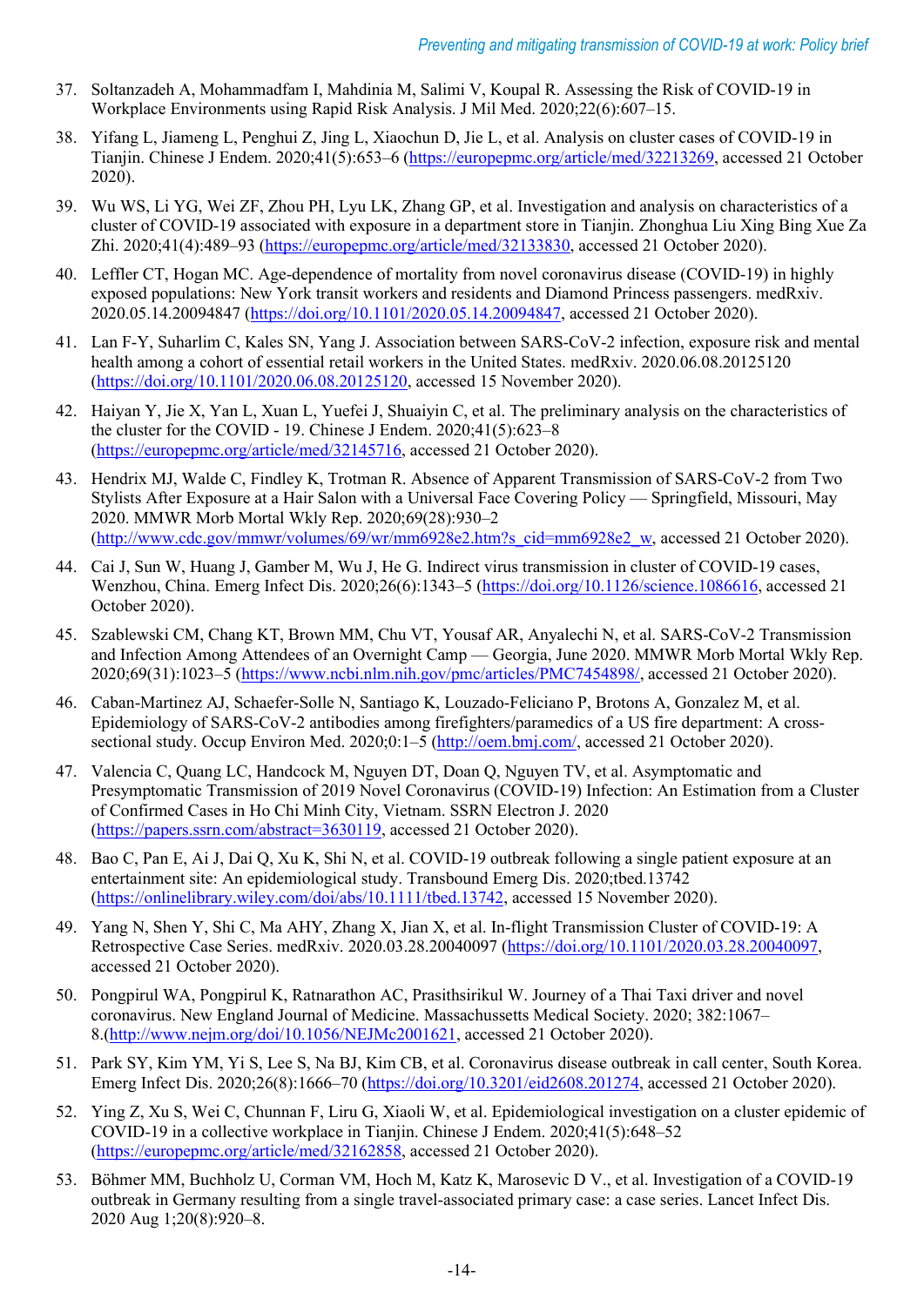37. Soltanzadeh A, Mohammadfam I, Mahdinia M, Salimi V, Koupal R. Assessing the Risk of COVID-19 in Workplace Environments using Rapid Risk Analysis. J Mil Med. 2020;22(6):607–15.
38. Yifang L, Jiameng L, Penghui Z, Jing L, Xiaochun D, Jie L, et al. Analysis on cluster cases of COVID-19 in Tianjin. Chinese J Endem. 2020;41(5):653–6 (https://europepmc.org/article/med/32213269, accessed 21 October 2020).
39. Wu WS, Li YG, Wei ZF, Zhou PH, Lyu LK, Zhang GP, et al. Investigation and analysis on characteristics of a cluster of COVID-19 associated with exposure in a department store in Tianjin. Zhonghua Liu Xing Bing Xue Za Zhi. 2020;41(4):489–93 (https://europepmc.org/article/med/32133830, accessed 21 October 2020).
40. Leffler CT, Hogan MC. Age-dependence of mortality from novel coronavirus disease (COVID-19) in highly exposed populations: New York transit workers and residents and Diamond Princess passengers. medRxiv. 2020.05.14.20094847 (https://doi.org/10.1101/2020.05.14.20094847, accessed 21 October 2020).
41. Lan F-Y, Suharlim C, Kales SN, Yang J. Association between SARS-CoV-2 infection, exposure risk and mental health among a cohort of essential retail workers in the United States. medRxiv. 2020.06.08.20125120 (https://doi.org/10.1101/2020.06.08.20125120, accessed 15 November 2020).
42. Haiyan Y, Jie X, Yan L, Xuan L, Yuefei J, Shuaiyin C, et al. The preliminary analysis on the characteristics of the cluster for the COVID - 19. Chinese J Endem. 2020;41(5):623–8 (https://europepmc.org/article/med/32145716, accessed 21 October 2020).
43. Hendrix MJ, Walde C, Findley K, Trotman R. Absence of Apparent Transmission of SARS-CoV-2 from Two Stylists After Exposure at a Hair Salon with a Universal Face Covering Policy — Springfield, Missouri, May 2020. MMWR Morb Mortal Wkly Rep. 2020;69(28):930–2 (http://www.cdc.gov/mmwr/volumes/69/wr/mm6928e2.htm?s_cid=mm6928e2_w, accessed 21 October 2020).
44. Cai J, Sun W, Huang J, Gamber M, Wu J, He G. Indirect virus transmission in cluster of COVID-19 cases, Wenzhou, China. Emerg Infect Dis. 2020;26(6):1343–5 (https://doi.org/10.1126/science.1086616, accessed 21 October 2020).
45. Szablewski CM, Chang KT, Brown MM, Chu VT, Yousaf AR, Anyalechi N, et al. SARS-CoV-2 Transmission and Infection Among Attendees of an Overnight Camp — Georgia, June 2020. MMWR Morb Mortal Wkly Rep. 2020;69(31):1023–5 (https://www.ncbi.nlm.nih.gov/pmc/articles/PMC7454898/, accessed 21 October 2020).
46. Caban-Martinez AJ, Schaefer-Solle N, Santiago K, Louzado-Feliciano P, Brotons A, Gonzalez M, et al. Epidemiology of SARS-CoV-2 antibodies among firefighters/paramedics of a US fire department: A cross-sectional study. Occup Environ Med. 2020;0:1–5 (http://oem.bmj.com/, accessed 21 October 2020).
47. Valencia C, Quang LC, Handcock M, Nguyen DT, Doan Q, Nguyen TV, et al. Asymptomatic and Presymptomatic Transmission of 2019 Novel Coronavirus (COVID-19) Infection: An Estimation from a Cluster of Confirmed Cases in Ho Chi Minh City, Vietnam. SSRN Electron J. 2020 (https://papers.ssrn.com/abstract=3630119, accessed 21 October 2020).
48. Bao C, Pan E, Ai J, Dai Q, Xu K, Shi N, et al. COVID-19 outbreak following a single patient exposure at an entertainment site: An epidemiological study. Transbound Emerg Dis. 2020;tbed.13742 (https://onlinelibrary.wiley.com/doi/abs/10.1111/tbed.13742, accessed 15 November 2020).
49. Yang N, Shen Y, Shi C, Ma AHY, Zhang X, Jian X, et al. In-flight Transmission Cluster of COVID-19: A Retrospective Case Series. medRxiv. 2020.03.28.20040097 (https://doi.org/10.1101/2020.03.28.20040097, accessed 21 October 2020).
50. Pongpirul WA, Pongpirul K, Ratnarathon AC, Prasithsirikul W. Journey of a Thai Taxi driver and novel coronavirus. New England Journal of Medicine. Massachussetts Medical Society. 2020; 382:1067–8.(http://www.nejm.org/doi/10.1056/NEJMc2001621, accessed 21 October 2020).
51. Park SY, Kim YM, Yi S, Lee S, Na BJ, Kim CB, et al. Coronavirus disease outbreak in call center, South Korea. Emerg Infect Dis. 2020;26(8):1666–70 (https://doi.org/10.3201/eid2608.201274, accessed 21 October 2020).
52. Ying Z, Xu S, Wei C, Chunnan F, Liru G, Xiaoli W, et al. Epidemiological investigation on a cluster epidemic of COVID-19 in a collective workplace in Tianjin. Chinese J Endem. 2020;41(5):648–52 (https://europepmc.org/article/med/32162858, accessed 21 October 2020).
53. Böhmer MM, Buchholz U, Corman VM, Hoch M, Katz K, Marosevic D V., et al. Investigation of a COVID-19 outbreak in Germany resulting from a single travel-associated primary case: a case series. Lancet Infect Dis. 2020 Aug 1;20(8):920–8.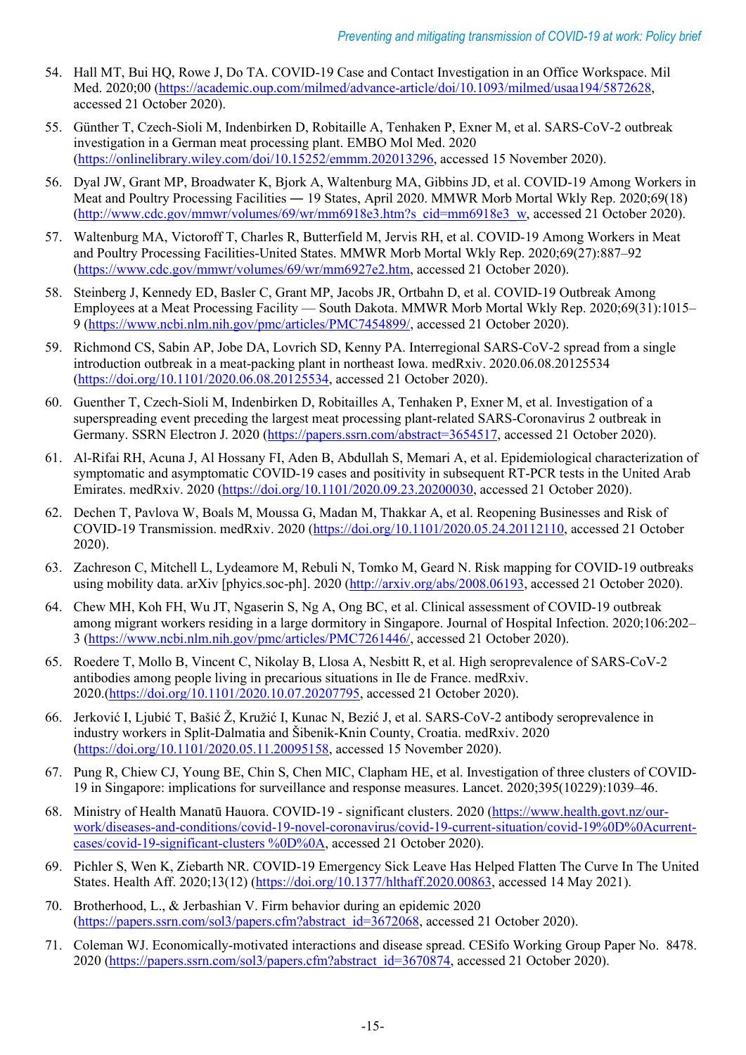54. Hall MT, Bui HQ, Rowe J, Do TA. COVID-19 Case and Contact Investigation in an Office Workspace. Mil Med. 2020;00 (https://academic.oup.com/milmed/advance-article/doi/10.1093/milmed/usaa194/5872628, accessed 21 October 2020).
55. Günther T, Czech-Sioli M, Indenbirken D, Robitaille A, Tenhaken P, Exner M, et al. SARS-CoV-2 outbreak investigation in a German meat processing plant. EMBO Mol Med. 2020 (https://onlinelibrary.wiley.com/doi/10.15252/emmm.202013296, accessed 15 November 2020).
56. Dyal JW, Grant MP, Broadwater K, Bjork A, Waltenburg MA, Gibbins JD, et al. COVID-19 Among Workers in Meat and Poultry Processing Facilities ― 19 States, April 2020. MMWR Morb Mortal Wkly Rep. 2020;69(18) (http://www.cdc.gov/mmwr/volumes/69/wr/mm6918e3.htm?s_cid=mm6918e3_w, accessed 21 October 2020).
57. Waltenburg MA, Victoroff T, Charles R, Butterfield M, Jervis RH, et al. COVID-19 Among Workers in Meat and Poultry Processing Facilities-United States. MMWR Morb Mortal Wkly Rep. 2020;69(27):887–92 (https://www.cdc.gov/mmwr/volumes/69/wr/mm6927e2.htm, accessed 21 October 2020).
58. Steinberg J, Kennedy ED, Basler C, Grant MP, Jacobs JR, Ortbahn D, et al. COVID-19 Outbreak Among Employees at a Meat Processing Facility — South Dakota. MMWR Morb Mortal Wkly Rep. 2020;69(31):1015–9 (https://www.ncbi.nlm.nih.gov/pmc/articles/PMC7454899/, accessed 21 October 2020).
59. Richmond CS, Sabin AP, Jobe DA, Lovrich SD, Kenny PA. Interregional SARS-CoV-2 spread from a single introduction outbreak in a meat-packing plant in northeast Iowa. medRxiv. 2020.06.08.20125534 (https://doi.org/10.1101/2020.06.08.20125534, accessed 21 October 2020).
60. Guenther T, Czech-Sioli M, Indenbirken D, Robitailles A, Tenhaken P, Exner M, et al. Investigation of a superspreading event preceding the largest meat processing plant-related SARS-Coronavirus 2 outbreak in Germany. SSRN Electron J. 2020 (https://papers.ssrn.com/abstract=3654517, accessed 21 October 2020).
61. Al-Rifai RH, Acuna J, Al Hossany FI, Aden B, Abdullah S, Memari A, et al. Epidemiological characterization of symptomatic and asymptomatic COVID-19 cases and positivity in subsequent RT-PCR tests in the United Arab Emirates. medRxiv. 2020 (https://doi.org/10.1101/2020.09.23.20200030, accessed 21 October 2020).
62. Dechen T, Pavlova W, Boals M, Moussa G, Madan M, Thakkar A, et al. Reopening Businesses and Risk of COVID-19 Transmission. medRxiv. 2020 (https://doi.org/10.1101/2020.05.24.20112110, accessed 21 October 2020).
63. Zachreson C, Mitchell L, Lydeamore M, Rebuli N, Tomko M, Geard N. Risk mapping for COVID-19 outbreaks using mobility data. arXiv [phyics.soc-ph]. 2020 (http://arxiv.org/abs/2008.06193, accessed 21 October 2020).
64. Chew MH, Koh FH, Wu JT, Ngaserin S, Ng A, Ong BC, et al. Clinical assessment of COVID-19 outbreak among migrant workers residing in a large dormitory in Singapore. Journal of Hospital Infection. 2020;106:202–3 (https://www.ncbi.nlm.nih.gov/pmc/articles/PMC7261446/, accessed 21 October 2020).
65. Roedere T, Mollo B, Vincent C, Nikolay B, Llosa A, Nesbitt R, et al. High seroprevalence of SARS-CoV-2 antibodies among people living in precarious situations in Ile de France. medRxiv. 2020.(https://doi.org/10.1101/2020.10.07.20207795, accessed 21 October 2020).
66. Jerković I, Ljubić T, Bašić Ž, Kružić I, Kunac N, Bezić J, et al. SARS-CoV-2 antibody seroprevalence in industry workers in Split-Dalmatia and Šibenik-Knin County, Croatia. medRxiv. 2020 (https://doi.org/10.1101/2020.05.11.20095158, accessed 15 November 2020).
67. Pung R, Chiew CJ, Young BE, Chin S, Chen MIC, Clapham HE, et al. Investigation of three clusters of COVID-19 in Singapore: implications for surveillance and response measures. Lancet. 2020;395(10229):1039–46.
68. Ministry of Health Manatū Hauora. COVID-19 - significant clusters. 2020 (https://www.health.govt.nz/our-work/diseases-and-conditions/covid-19-novel-coronavirus/covid-19-current-situation/covid-19%0D%0Acurrent-cases/covid-19-significant-clusters %0D%0A, accessed 21 October 2020).
69. Pichler S, Wen K, Ziebarth NR. COVID-19 Emergency Sick Leave Has Helped Flatten The Curve In The United States. Health Aff. 2020;13(12) (https://doi.org/10.1377/hlthaff.2020.00863, accessed 14 May 2021).
70. Brotherhood, L., & Jerbashian V. Firm behavior during an epidemic 2020 (https://papers.ssrn.com/sol3/papers.cfm?abstract_id=3672068, accessed 21 October 2020).
71. Coleman WJ. Economically-motivated interactions and disease spread. CESifo Working Group Paper No. 8478. 2020 (https://papers.ssrn.com/sol3/papers.cfm?abstract_id=3670874, accessed 21 October 2020).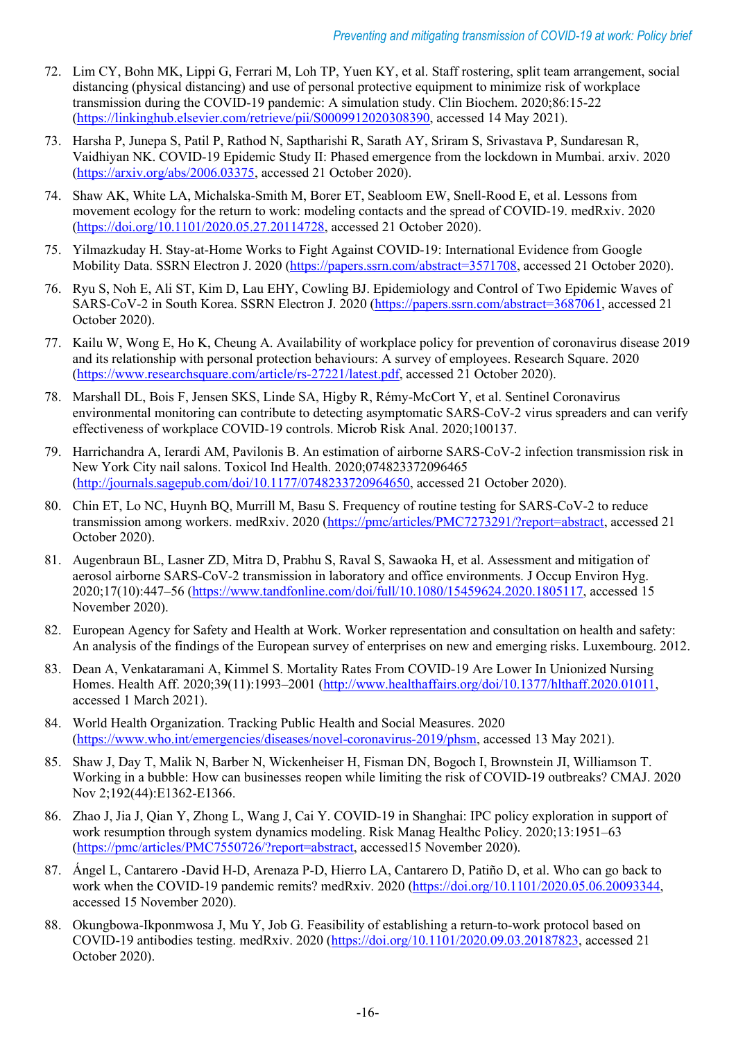72. Lim CY, Bohn MK, Lippi G, Ferrari M, Loh TP, Yuen KY, et al. Staff rostering, split team arrangement, social distancing (physical distancing) and use of personal protective equipment to minimize risk of workplace transmission during the COVID-19 pandemic: A simulation study. Clin Biochem. 2020;86:15-22 (https://linkinghub.elsevier.com/retrieve/pii/S0009912020308390, accessed 14 May 2021).

73. Harsha P, Junepa S, Patil P, Rathod N, Saptharishi R, Sarath AY, Sriram S, Srivastava P, Sundaresan R, Vaidhiyan NK. COVID-19 Epidemic Study II: Phased emergence from the lockdown in Mumbai. arxiv. 2020 (https://arxiv.org/abs/2006.03375, accessed 21 October 2020).

74. Shaw AK, White LA, Michalska-Smith M, Borer ET, Seabloom EW, Snell-Rood E, et al. Lessons from movement ecology for the return to work: modeling contacts and the spread of COVID-19. medRxiv. 2020 (https://doi.org/10.1101/2020.05.27.20114728, accessed 21 October 2020).

75. Yilmazkuday H. Stay-at-Home Works to Fight Against COVID-19: International Evidence from Google Mobility Data. SSRN Electron J. 2020 (https://papers.ssrn.com/abstract=3571708, accessed 21 October 2020).

76. Ryu S, Noh E, Ali ST, Kim D, Lau EHY, Cowling BJ. Epidemiology and Control of Two Epidemic Waves of SARS-CoV-2 in South Korea. SSRN Electron J. 2020 (https://papers.ssrn.com/abstract=3687061, accessed 21 October 2020).

77. Kailu W, Wong E, Ho K, Cheung A. Availability of workplace policy for prevention of coronavirus disease 2019 and its relationship with personal protection behaviours: A survey of employees. Research Square. 2020 (https://www.researchsquare.com/article/rs-27221/latest.pdf, accessed 21 October 2020).

78. Marshall DL, Bois F, Jensen SKS, Linde SA, Higby R, Rémy-McCort Y, et al. Sentinel Coronavirus environmental monitoring can contribute to detecting asymptomatic SARS-CoV-2 virus spreaders and can verify effectiveness of workplace COVID-19 controls. Microb Risk Anal. 2020;100137.

79. Harrichandra A, Ierardi AM, Pavilonis B. An estimation of airborne SARS-CoV-2 infection transmission risk in New York City nail salons. Toxicol Ind Health. 2020;074823372096465 (http://journals.sagepub.com/doi/10.1177/0748233720964650, accessed 21 October 2020).

80. Chin ET, Lo NC, Huynh BQ, Murrill M, Basu S. Frequency of routine testing for SARS-CoV-2 to reduce transmission among workers. medRxiv. 2020 (https://pmc/articles/PMC7273291/?report=abstract, accessed 21 October 2020).

81. Augenbraun BL, Lasner ZD, Mitra D, Prabhu S, Raval S, Sawaoka H, et al. Assessment and mitigation of aerosol airborne SARS-CoV-2 transmission in laboratory and office environments. J Occup Environ Hyg. 2020;17(10):447–56 (https://www.tandfonline.com/doi/full/10.1080/15459624.2020.1805117, accessed 15 November 2020).

82. European Agency for Safety and Health at Work. Worker representation and consultation on health and safety: An analysis of the findings of the European survey of enterprises on new and emerging risks. Luxembourg. 2012.

83. Dean A, Venkataramani A, Kimmel S. Mortality Rates From COVID-19 Are Lower In Unionized Nursing Homes. Health Aff. 2020;39(11):1993–2001 (http://www.healthaffairs.org/doi/10.1377/hlthaff.2020.01011, accessed 1 March 2021).

84. World Health Organization. Tracking Public Health and Social Measures. 2020 (https://www.who.int/emergencies/diseases/novel-coronavirus-2019/phsm, accessed 13 May 2021).

85. Shaw J, Day T, Malik N, Barber N, Wickenheiser H, Fisman DN, Bogoch I, Brownstein JI, Williamson T. Working in a bubble: How can businesses reopen while limiting the risk of COVID-19 outbreaks? CMAJ. 2020 Nov 2;192(44):E1362-E1366.

86. Zhao J, Jia J, Qian Y, Zhong L, Wang J, Cai Y. COVID-19 in Shanghai: IPC policy exploration in support of work resumption through system dynamics modeling. Risk Manag Healthc Policy. 2020;13:1951–63 (https://pmc/articles/PMC7550726/?report=abstract, accessed15 November 2020).

87. Ángel L, Cantarero -David H-D, Arenaza P-D, Hierro LA, Cantarero D, Patiño D, et al. Who can go back to work when the COVID-19 pandemic remits? medRxiv. 2020 (https://doi.org/10.1101/2020.05.06.20093344, accessed 15 November 2020).

88. Okungbowa-Ikponmwosa J, Mu Y, Job G. Feasibility of establishing a return-to-work protocol based on COVID-19 antibodies testing. medRxiv. 2020 (https://doi.org/10.1101/2020.09.03.20187823, accessed 21 October 2020).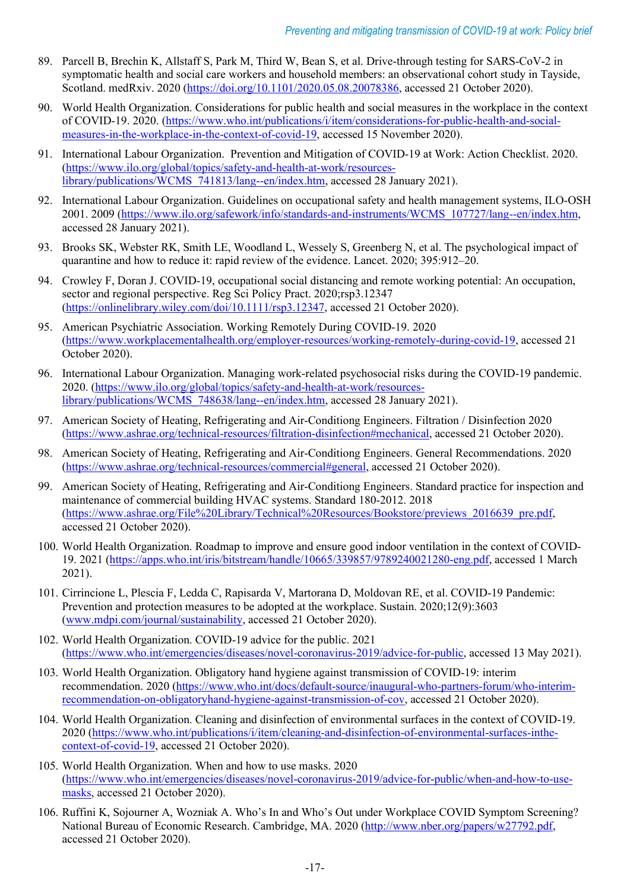89. Parcell B, Brechin K, Allstaff S, Park M, Third W, Bean S, et al. Drive-through testing for SARS-CoV-2 in symptomatic health and social care workers and household members: an observational cohort study in Tayside, Scotland. medRxiv. 2020 (https://doi.org/10.1101/2020.05.08.20078386, accessed 21 October 2020).

90. World Health Organization. Considerations for public health and social measures in the workplace in the context of COVID-19. 2020. (https://www.who.int/publications/i/item/considerations-for-public-health-and-social-measures-in-the-workplace-in-the-context-of-covid-19, accessed 15 November 2020).

91. International Labour Organization. Prevention and Mitigation of COVID-19 at Work: Action Checklist. 2020. (https://www.ilo.org/global/topics/safety-and-health-at-work/resources-library/publications/WCMS_741813/lang--en/index.htm, accessed 28 January 2021).

92. International Labour Organization. Guidelines on occupational safety and health management systems, ILO-OSH 2001. 2009 (https://www.ilo.org/safework/info/standards-and-instruments/WCMS_107727/lang--en/index.htm, accessed 28 January 2021).

93. Brooks SK, Webster RK, Smith LE, Woodland L, Wessely S, Greenberg N, et al. The psychological impact of quarantine and how to reduce it: rapid review of the evidence. Lancet. 2020; 395:912–20.

94. Crowley F, Doran J. COVID-19, occupational social distancing and remote working potential: An occupation, sector and regional perspective. Reg Sci Policy Pract. 2020;rsp3.12347 (https://onlinelibrary.wiley.com/doi/10.1111/rsp3.12347, accessed 21 October 2020).

95. American Psychiatric Association. Working Remotely During COVID-19. 2020 (https://www.workplacementalhealth.org/employer-resources/working-remotely-during-covid-19, accessed 21 October 2020).

96. International Labour Organization. Managing work-related psychosocial risks during the COVID-19 pandemic. 2020. (https://www.ilo.org/global/topics/safety-and-health-at-work/resources-library/publications/WCMS_748638/lang--en/index.htm, accessed 28 January 2021).

97. American Society of Heating, Refrigerating and Air-Conditiong Engineers. Filtration / Disinfection 2020 (https://www.ashrae.org/technical-resources/filtration-disinfection#mechanical, accessed 21 October 2020).

98. American Society of Heating, Refrigerating and Air-Conditiong Engineers. General Recommendations. 2020 (https://www.ashrae.org/technical-resources/commercial#general, accessed 21 October 2020).

99. American Society of Heating, Refrigerating and Air-Conditiong Engineers. Standard practice for inspection and maintenance of commercial building HVAC systems. Standard 180-2012. 2018 (https://www.ashrae.org/File%20Library/Technical%20Resources/Bookstore/previews_2016639_pre.pdf, accessed 21 October 2020).

100. World Health Organization. Roadmap to improve and ensure good indoor ventilation in the context of COVID-19. 2021 (https://apps.who.int/iris/bitstream/handle/10665/339857/9789240021280-eng.pdf, accessed 1 March 2021).

101. Cirrincione L, Plescia F, Ledda C, Rapisarda V, Martorana D, Moldovan RE, et al. COVID-19 Pandemic: Prevention and protection measures to be adopted at the workplace. Sustain. 2020;12(9):3603 (www.mdpi.com/journal/sustainability, accessed 21 October 2020).

102. World Health Organization. COVID-19 advice for the public. 2021 (https://www.who.int/emergencies/diseases/novel-coronavirus-2019/advice-for-public, accessed 13 May 2021).

103. World Health Organization. Obligatory hand hygiene against transmission of COVID-19: interim recommendation. 2020 (https://www.who.int/docs/default-source/inaugural-who-partners-forum/who-interim-recommendation-on-obligatoryhand-hygiene-against-transmission-of-cov, accessed 21 October 2020).

104. World Health Organization. Cleaning and disinfection of environmental surfaces in the context of COVID-19. 2020 (https://www.who.int/publications/i/item/cleaning-and-disinfection-of-environmental-surfaces-inthe-context-of-covid-19, accessed 21 October 2020).

105. World Health Organization. When and how to use masks. 2020 (https://www.who.int/emergencies/diseases/novel-coronavirus-2019/advice-for-public/when-and-how-to-use-masks, accessed 21 October 2020).

106. Ruffini K, Sojourner A, Wozniak A. Who's In and Who's Out under Workplace COVID Symptom Screening? National Bureau of Economic Research. Cambridge, MA. 2020 (http://www.nber.org/papers/w27792.pdf, accessed 21 October 2020).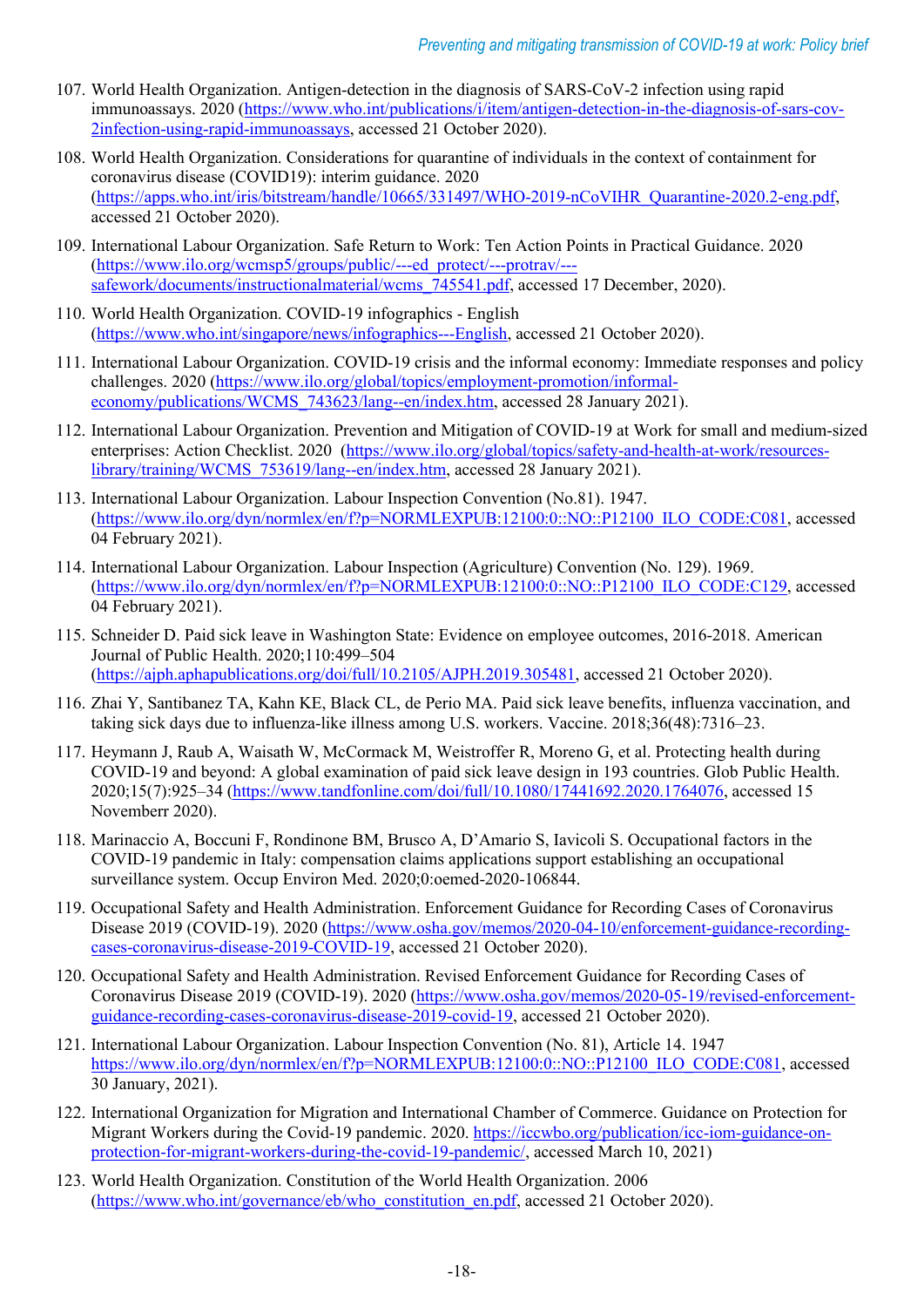107. World Health Organization. Antigen-detection in the diagnosis of SARS-CoV-2 infection using rapid immunoassays. 2020 (https://www.who.int/publications/i/item/antigen-detection-in-the-diagnosis-of-sars-cov-2infection-using-rapid-immunoassays, accessed 21 October 2020).

108. World Health Organization. Considerations for quarantine of individuals in the context of containment for coronavirus disease (COVID19): interim guidance. 2020 (https://apps.who.int/iris/bitstream/handle/10665/331497/WHO-2019-nCoVIHR_Quarantine-2020.2-eng.pdf, accessed 21 October 2020).

109. International Labour Organization. Safe Return to Work: Ten Action Points in Practical Guidance. 2020 (https://www.ilo.org/wcmsp5/groups/public/---ed_protect/---protrav/---safework/documents/instructionalmaterial/wcms_745541.pdf, accessed 17 December, 2020).

110. World Health Organization. COVID-19 infographics - English (https://www.who.int/singapore/news/infographics---English, accessed 21 October 2020).

111. International Labour Organization. COVID-19 crisis and the informal economy: Immediate responses and policy challenges. 2020 (https://www.ilo.org/global/topics/employment-promotion/informal-economy/publications/WCMS_743623/lang--en/index.htm, accessed 28 January 2021).

112. International Labour Organization. Prevention and Mitigation of COVID-19 at Work for small and medium-sized enterprises: Action Checklist. 2020 (https://www.ilo.org/global/topics/safety-and-health-at-work/resources-library/training/WCMS_753619/lang--en/index.htm, accessed 28 January 2021).

113. International Labour Organization. Labour Inspection Convention (No.81). 1947. (https://www.ilo.org/dyn/normlex/en/f?p=NORMLEXPUB:12100:0::NO::P12100_ILO_CODE:C081, accessed 04 February 2021).

114. International Labour Organization. Labour Inspection (Agriculture) Convention (No. 129). 1969. (https://www.ilo.org/dyn/normlex/en/f?p=NORMLEXPUB:12100:0::NO::P12100_ILO_CODE:C129, accessed 04 February 2021).

115. Schneider D. Paid sick leave in Washington State: Evidence on employee outcomes, 2016-2018. American Journal of Public Health. 2020;110:499–504 (https://ajph.aphapublications.org/doi/full/10.2105/AJPH.2019.305481, accessed 21 October 2020).

116. Zhai Y, Santibanez TA, Kahn KE, Black CL, de Perio MA. Paid sick leave benefits, influenza vaccination, and taking sick days due to influenza-like illness among U.S. workers. Vaccine. 2018;36(48):7316–23.

117. Heymann J, Raub A, Waisath W, McCormack M, Weistroffer R, Moreno G, et al. Protecting health during COVID-19 and beyond: A global examination of paid sick leave design in 193 countries. Glob Public Health. 2020;15(7):925–34 (https://www.tandfonline.com/doi/full/10.1080/17441692.2020.1764076, accessed 15 Novemberr 2020).

118. Marinaccio A, Boccuni F, Rondinone BM, Brusco A, D'Amario S, Iavicoli S. Occupational factors in the COVID-19 pandemic in Italy: compensation claims applications support establishing an occupational surveillance system. Occup Environ Med. 2020;0:oemed-2020-106844.

119. Occupational Safety and Health Administration. Enforcement Guidance for Recording Cases of Coronavirus Disease 2019 (COVID-19). 2020 (https://www.osha.gov/memos/2020-04-10/enforcement-guidance-recording-cases-coronavirus-disease-2019-COVID-19, accessed 21 October 2020).

120. Occupational Safety and Health Administration. Revised Enforcement Guidance for Recording Cases of Coronavirus Disease 2019 (COVID-19). 2020 (https://www.osha.gov/memos/2020-05-19/revised-enforcement-guidance-recording-cases-coronavirus-disease-2019-covid-19, accessed 21 October 2020).

121. International Labour Organization. Labour Inspection Convention (No. 81), Article 14. 1947 https://www.ilo.org/dyn/normlex/en/f?p=NORMLEXPUB:12100:0::NO::P12100_ILO_CODE:C081, accessed 30 January, 2021).

122. International Organization for Migration and International Chamber of Commerce. Guidance on Protection for Migrant Workers during the Covid-19 pandemic. 2020. https://iccwbo.org/publication/icc-iom-guidance-on-protection-for-migrant-workers-during-the-covid-19-pandemic/, accessed March 10, 2021)

123. World Health Organization. Constitution of the World Health Organization. 2006 (https://www.who.int/governance/eb/who_constitution_en.pdf, accessed 21 October 2020).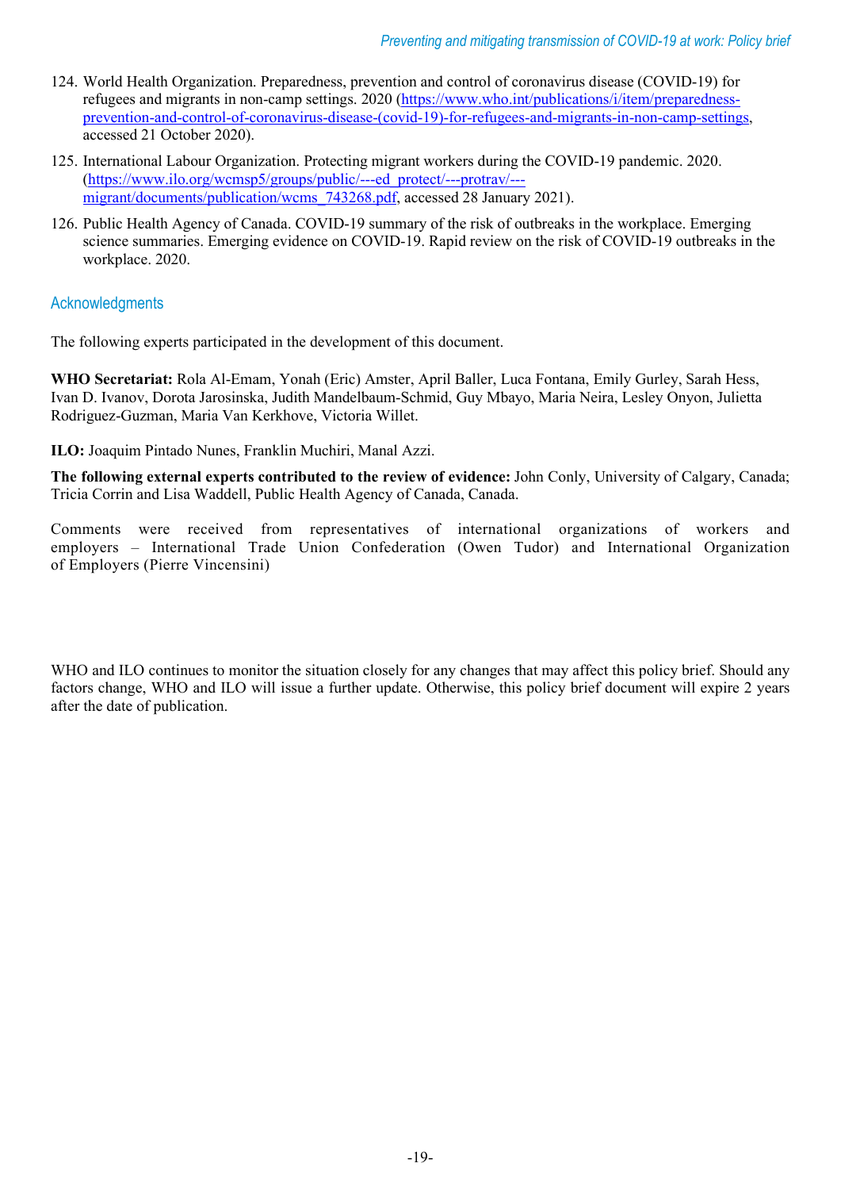124. World Health Organization. Preparedness, prevention and control of coronavirus disease (COVID-19) for refugees and migrants in non-camp settings. 2020 (https://www.who.int/publications/i/item/preparedness-prevention-and-control-of-coronavirus-disease-(covid-19)-for-refugees-and-migrants-in-non-camp-settings, accessed 21 October 2020).
125. International Labour Organization. Protecting migrant workers during the COVID-19 pandemic. 2020. (https://www.ilo.org/wcmsp5/groups/public/---ed_protect/---protrav/---migrant/documents/publication/wcms_743268.pdf, accessed 28 January 2021).
126. Public Health Agency of Canada. COVID-19 summary of the risk of outbreaks in the workplace. Emerging science summaries. Emerging evidence on COVID-19. Rapid review on the risk of COVID-19 outbreaks in the workplace. 2020.

## Acknowledgments

The following experts participated in the development of this document.

**WHO Secretariat:** Rola Al-Emam, Yonah (Eric) Amster, April Baller, Luca Fontana, Emily Gurley, Sarah Hess, Ivan D. Ivanov, Dorota Jarosinska, Judith Mandelbaum-Schmid, Guy Mbayo, Maria Neira, Lesley Onyon, Julietta Rodriguez-Guzman, Maria Van Kerkhove, Victoria Willet.

**ILO:** Joaquim Pintado Nunes, Franklin Muchiri, Manal Azzi.

**The following external experts contributed to the review of evidence:** John Conly, University of Calgary, Canada; Tricia Corrin and Lisa Waddell, Public Health Agency of Canada, Canada.

Comments were received from representatives of international organizations of workers and employers – International Trade Union Confederation (Owen Tudor) and International Organization of Employers (Pierre Vincensini)

WHO and ILO continues to monitor the situation closely for any changes that may affect this policy brief. Should any factors change, WHO and ILO will issue a further update. Otherwise, this policy brief document will expire 2 years after the date of publication.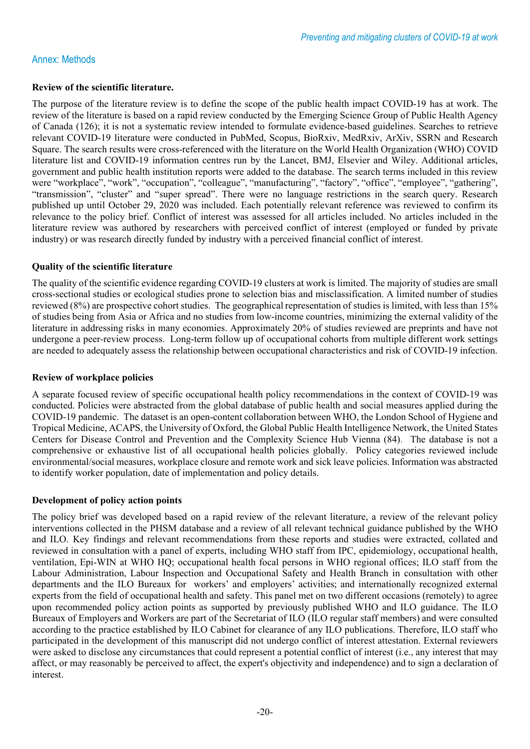## Annex: Methods

**Review of the scientific literature.**

The purpose of the literature review is to define the scope of the public health impact COVID-19 has at work. The review of the literature is based on a rapid review conducted by the Emerging Science Group of Public Health Agency of Canada (126); it is not a systematic review intended to formulate evidence-based guidelines. Searches to retrieve relevant COVID-19 literature were conducted in PubMed, Scopus, BioRxiv, MedRxiv, ArXiv, SSRN and Research Square. The search results were cross-referenced with the literature on the World Health Organization (WHO) COVID literature list and COVID-19 information centres run by the Lancet, BMJ, Elsevier and Wiley. Additional articles, government and public health institution reports were added to the database. The search terms included in this review were "workplace", "work", "occupation", "colleague", "manufacturing", "factory", "office", "employee", "gathering", "transmission", "cluster" and "super spread". There were no language restrictions in the search query. Research published up until October 29, 2020 was included. Each potentially relevant reference was reviewed to confirm its relevance to the policy brief. Conflict of interest was assessed for all articles included. No articles included in the literature review was authored by researchers with perceived conflict of interest (employed or funded by private industry) or was research directly funded by industry with a perceived financial conflict of interest.

**Quality of the scientific literature**

The quality of the scientific evidence regarding COVID-19 clusters at work is limited. The majority of studies are small cross-sectional studies or ecological studies prone to selection bias and misclassification. A limited number of studies reviewed (8%) are prospective cohort studies. The geographical representation of studies is limited, with less than 15% of studies being from Asia or Africa and no studies from low-income countries, minimizing the external validity of the literature in addressing risks in many economies. Approximately 20% of studies reviewed are preprints and have not undergone a peer-review process. Long-term follow up of occupational cohorts from multiple different work settings are needed to adequately assess the relationship between occupational characteristics and risk of COVID-19 infection.

**Review of workplace policies**

A separate focused review of specific occupational health policy recommendations in the context of COVID-19 was conducted. Policies were abstracted from the global database of public health and social measures applied during the COVID-19 pandemic. The dataset is an open-content collaboration between WHO, the London School of Hygiene and Tropical Medicine, ACAPS, the University of Oxford, the Global Public Health Intelligence Network, the United States Centers for Disease Control and Prevention and the Complexity Science Hub Vienna (84). The database is not a comprehensive or exhaustive list of all occupational health policies globally. Policy categories reviewed include environmental/social measures, workplace closure and remote work and sick leave policies. Information was abstracted to identify worker population, date of implementation and policy details.

**Development of policy action points**

The policy brief was developed based on a rapid review of the relevant literature, a review of the relevant policy interventions collected in the PHSM database and a review of all relevant technical guidance published by the WHO and ILO. Key findings and relevant recommendations from these reports and studies were extracted, collated and reviewed in consultation with a panel of experts, including WHO staff from IPC, epidemiology, occupational health, ventilation, Epi-WIN at WHO HQ; occupational health focal persons in WHO regional offices; ILO staff from the Labour Administration, Labour Inspection and Occupational Safety and Health Branch in consultation with other departments and the ILO Bureaux for workers' and employers' activities; and internationally recognized external experts from the field of occupational health and safety. This panel met on two different occasions (remotely) to agree upon recommended policy action points as supported by previously published WHO and ILO guidance. The ILO Bureaux of Employers and Workers are part of the Secretariat of ILO (ILO regular staff members) and were consulted according to the practice established by ILO Cabinet for clearance of any ILO publications. Therefore, ILO staff who participated in the development of this manuscript did not undergo conflict of interest attestation. External reviewers were asked to disclose any circumstances that could represent a potential conflict of interest (i.e., any interest that may affect, or may reasonably be perceived to affect, the expert's objectivity and independence) and to sign a declaration of interest.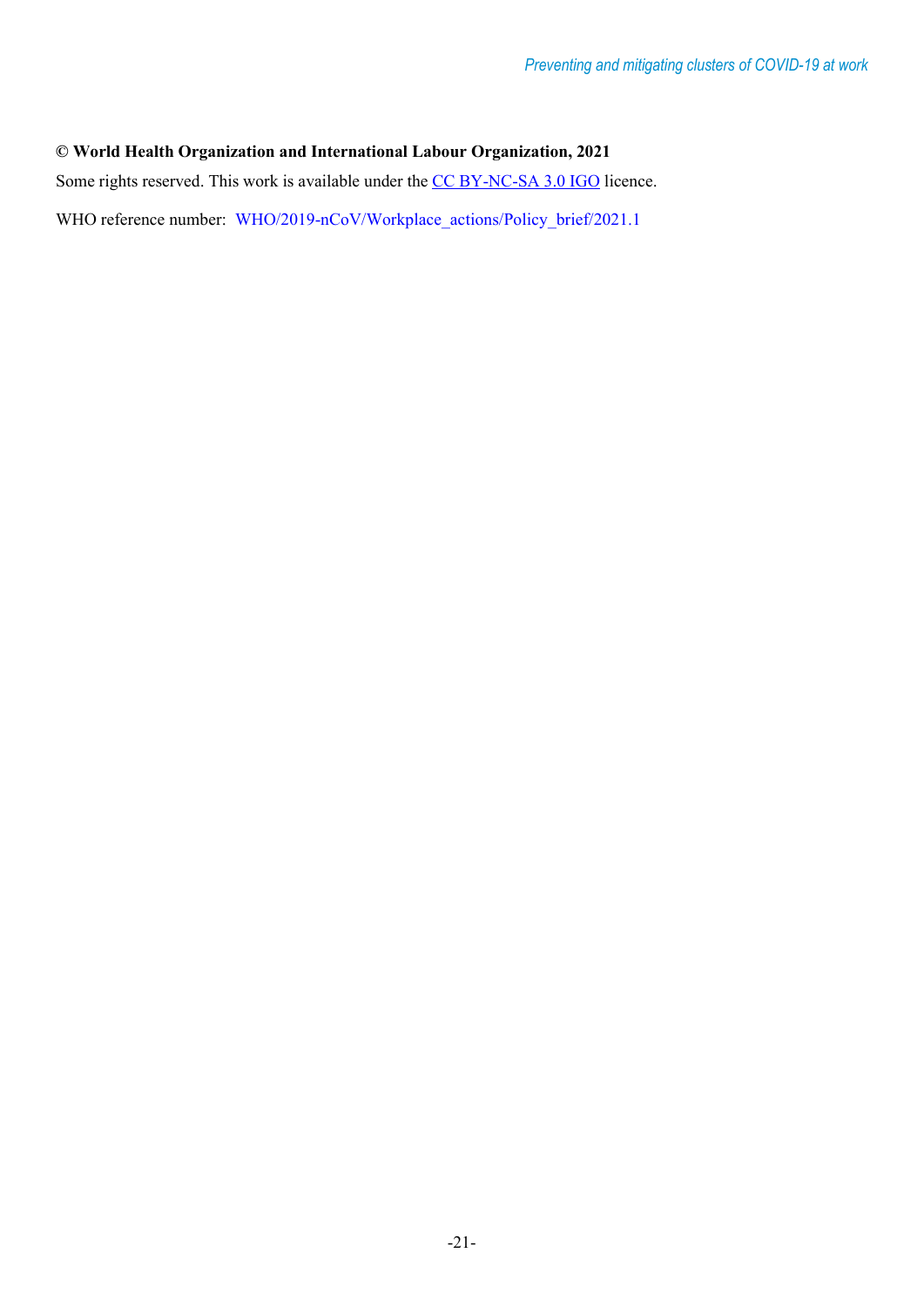**© World Health Organization and International Labour Organization, 2021**

Some rights reserved. This work is available under the CC BY-NC-SA 3.0 IGO licence.

WHO reference number: WHO/2019-nCoV/Workplace_actions/Policy_brief/2021.1